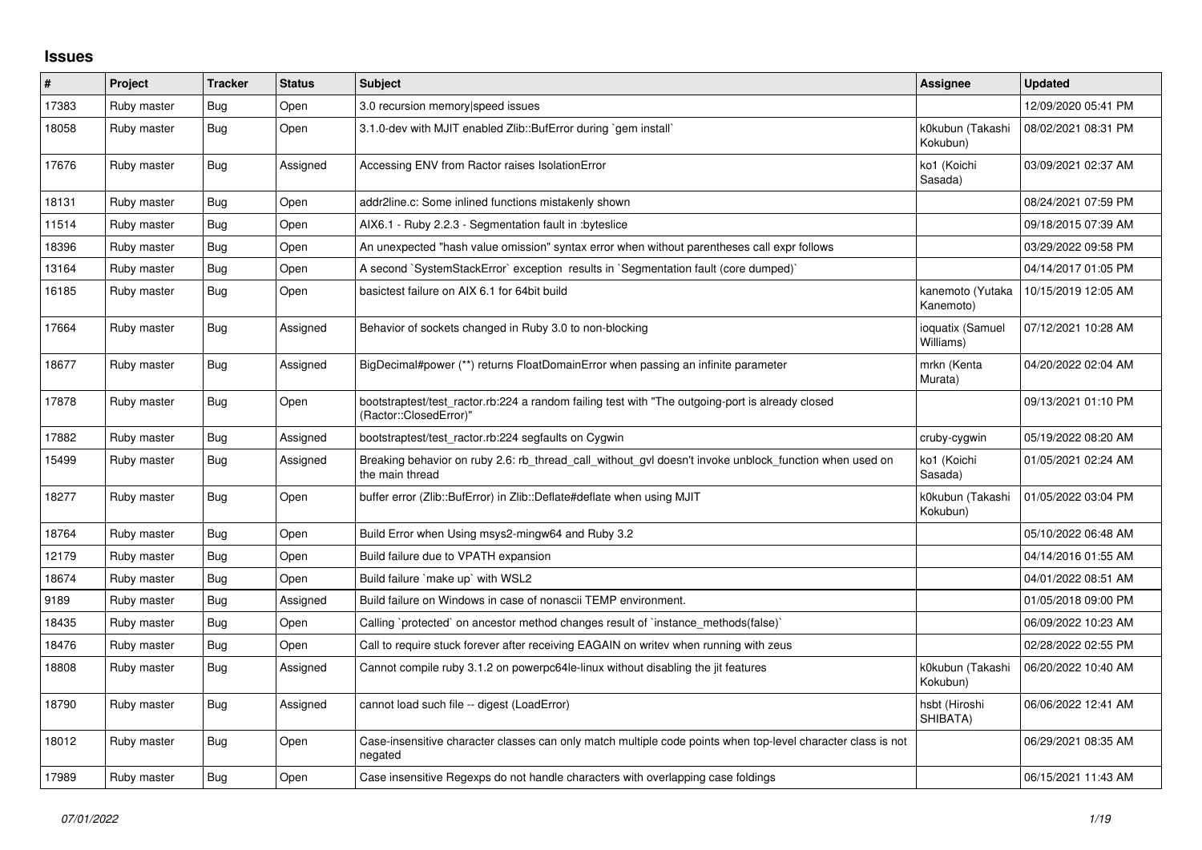## Issues

| # | Project | Tracker | Status | Subject | Assignee | Updated |
|---|---|---|---|---|---|---|
| 17383 | Ruby master | Bug | Open | 3.0 recursion memory\|speed issues | | 12/09/2020 05:41 PM |
| 18058 | Ruby master | Bug | Open | 3.1.0-dev with MJIT enabled Zlib::BufError during `gem install` | k0kubun (Takashi Kokubun) | 08/02/2021 08:31 PM |
| 17676 | Ruby master | Bug | Assigned | Accessing ENV from Ractor raises IsolationError | ko1 (Koichi Sasada) | 03/09/2021 02:37 AM |
| 18131 | Ruby master | Bug | Open | addr2line.c: Some inlined functions mistakenly shown | | 08/24/2021 07:59 PM |
| 11514 | Ruby master | Bug | Open | AIX6.1 - Ruby 2.2.3 - Segmentation fault in :byteslice | | 09/18/2015 07:39 AM |
| 18396 | Ruby master | Bug | Open | An unexpected "hash value omission" syntax error when without parentheses call expr follows | | 03/29/2022 09:58 PM |
| 13164 | Ruby master | Bug | Open | A second `SystemStackError` exception results in `Segmentation fault (core dumped)` | | 04/14/2017 01:05 PM |
| 16185 | Ruby master | Bug | Open | basictest failure on AIX 6.1 for 64bit build | kanemoto (Yutaka Kanemoto) | 10/15/2019 12:05 AM |
| 17664 | Ruby master | Bug | Assigned | Behavior of sockets changed in Ruby 3.0 to non-blocking | ioquatix (Samuel Williams) | 07/12/2021 10:28 AM |
| 18677 | Ruby master | Bug | Assigned | BigDecimal#power (**) returns FloatDomainError when passing an infinite parameter | mrkn (Kenta Murata) | 04/20/2022 02:04 AM |
| 17878 | Ruby master | Bug | Open | bootstraptest/test_ractor.rb:224 a random failing test with "The outgoing-port is already closed (Ractor::ClosedError)" | | 09/13/2021 01:10 PM |
| 17882 | Ruby master | Bug | Assigned | bootstraptest/test_ractor.rb:224 segfaults on Cygwin | cruby-cygwin | 05/19/2022 08:20 AM |
| 15499 | Ruby master | Bug | Assigned | Breaking behavior on ruby 2.6: rb_thread_call_without_gvl doesn't invoke unblock_function when used on the main thread | ko1 (Koichi Sasada) | 01/05/2021 02:24 AM |
| 18277 | Ruby master | Bug | Open | buffer error (Zlib::BufError) in Zlib::Deflate#deflate when using MJIT | k0kubun (Takashi Kokubun) | 01/05/2022 03:04 PM |
| 18764 | Ruby master | Bug | Open | Build Error when Using msys2-mingw64 and Ruby 3.2 | | 05/10/2022 06:48 AM |
| 12179 | Ruby master | Bug | Open | Build failure due to VPATH expansion | | 04/14/2016 01:55 AM |
| 18674 | Ruby master | Bug | Open | Build failure `make up` with WSL2 | | 04/01/2022 08:51 AM |
| 9189 | Ruby master | Bug | Assigned | Build failure on Windows in case of nonascii TEMP environment. | | 01/05/2018 09:00 PM |
| 18435 | Ruby master | Bug | Open | Calling `protected` on ancestor method changes result of `instance_methods(false)` | | 06/09/2022 10:23 AM |
| 18476 | Ruby master | Bug | Open | Call to require stuck forever after receiving EAGAIN on writev when running with zeus | | 02/28/2022 02:55 PM |
| 18808 | Ruby master | Bug | Assigned | Cannot compile ruby 3.1.2 on powerpc64le-linux without disabling the jit features | k0kubun (Takashi Kokubun) | 06/20/2022 10:40 AM |
| 18790 | Ruby master | Bug | Assigned | cannot load such file -- digest (LoadError) | hsbt (Hiroshi SHIBATA) | 06/06/2022 12:41 AM |
| 18012 | Ruby master | Bug | Open | Case-insensitive character classes can only match multiple code points when top-level character class is not negated | | 06/29/2021 08:35 AM |
| 17989 | Ruby master | Bug | Open | Case insensitive Regexps do not handle characters with overlapping case foldings | | 06/15/2021 11:43 AM |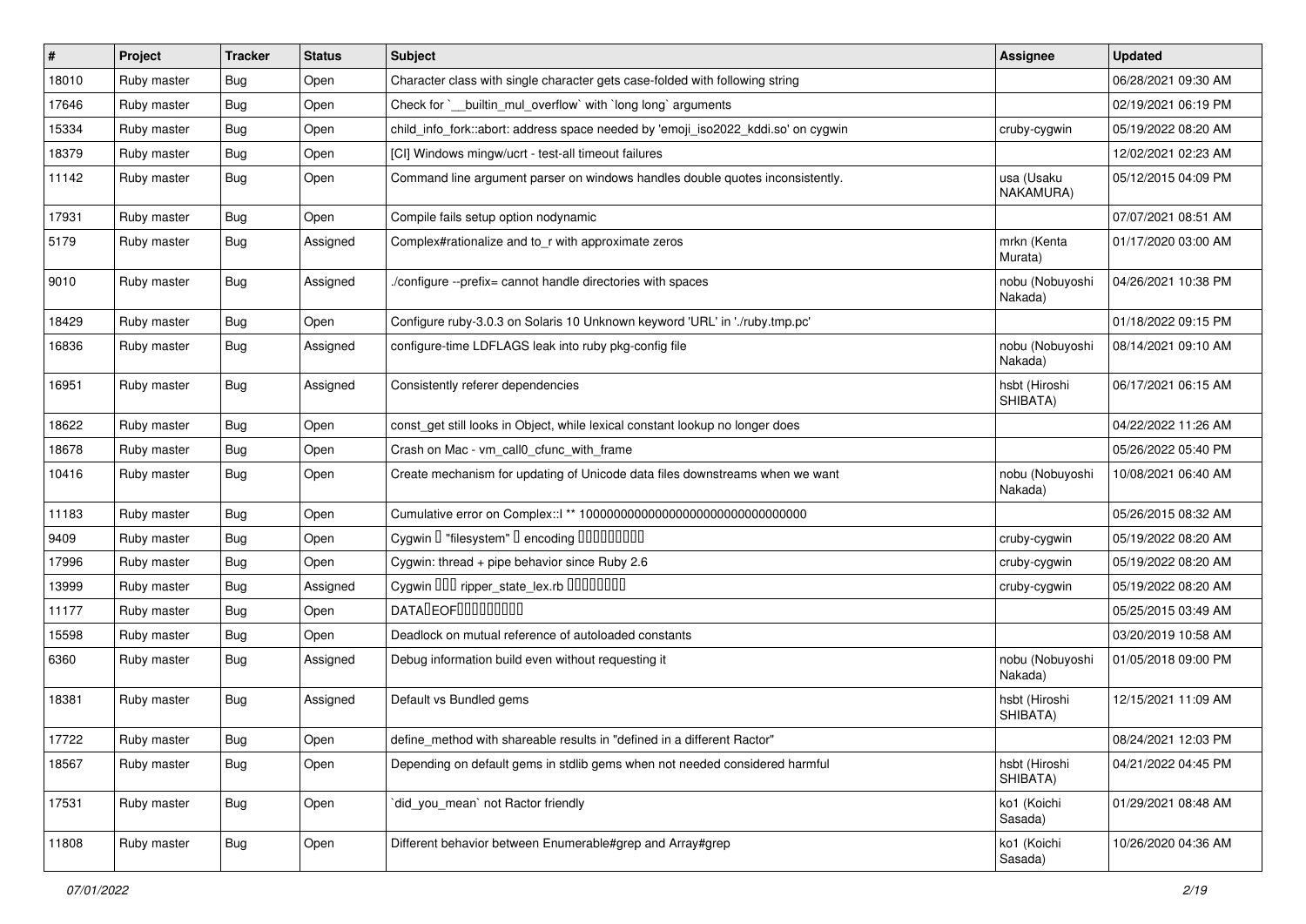| # | Project | Tracker | Status | Subject | Assignee | Updated |
|---|---|---|---|---|---|---|
| 18010 | Ruby master | Bug | Open | Character class with single character gets case-folded with following string | | 06/28/2021 09:30 AM |
| 17646 | Ruby master | Bug | Open | Check for `__builtin_mul_overflow` with `long long` arguments | | 02/19/2021 06:19 PM |
| 15334 | Ruby master | Bug | Open | child_info_fork::abort: address space needed by 'emoji_iso2022_kddi.so' on cygwin | cruby-cygwin | 05/19/2022 08:20 AM |
| 18379 | Ruby master | Bug | Open | [CI] Windows mingw/ucrt - test-all timeout failures | | 12/02/2021 02:23 AM |
| 11142 | Ruby master | Bug | Open | Command line argument parser on windows handles double quotes inconsistently. | usa (Usaku NAKAMURA) | 05/12/2015 04:09 PM |
| 17931 | Ruby master | Bug | Open | Compile fails setup option nodynamic | | 07/07/2021 08:51 AM |
| 5179 | Ruby master | Bug | Assigned | Complex#rationalize and to_r with approximate zeros | mrkn (Kenta Murata) | 01/17/2020 03:00 AM |
| 9010 | Ruby master | Bug | Assigned | ./configure --prefix= cannot handle directories with spaces | nobu (Nobuyoshi Nakada) | 04/26/2021 10:38 PM |
| 18429 | Ruby master | Bug | Open | Configure ruby-3.0.3 on Solaris 10 Unknown keyword 'URL' in './ruby.tmp.pc' | | 01/18/2022 09:15 PM |
| 16836 | Ruby master | Bug | Assigned | configure-time LDFLAGS leak into ruby pkg-config file | nobu (Nobuyoshi Nakada) | 08/14/2021 09:10 AM |
| 16951 | Ruby master | Bug | Assigned | Consistently referer dependencies | hsbt (Hiroshi SHIBATA) | 06/17/2021 06:15 AM |
| 18622 | Ruby master | Bug | Open | const_get still looks in Object, while lexical constant lookup no longer does | | 04/22/2022 11:26 AM |
| 18678 | Ruby master | Bug | Open | Crash on Mac - vm_call0_cfunc_with_frame | | 05/26/2022 05:40 PM |
| 10416 | Ruby master | Bug | Open | Create mechanism for updating of Unicode data files downstreams when we want | nobu (Nobuyoshi Nakada) | 10/08/2021 06:40 AM |
| 11183 | Ruby master | Bug | Open | Cumulative error on Complex::I ** 100000000000000000000000000000000 | | 05/26/2015 08:32 AM |
| 9409 | Ruby master | Bug | Open | Cygwin � "filesystem" � encoding ���������� | cruby-cygwin | 05/19/2022 08:20 AM |
| 17996 | Ruby master | Bug | Open | Cygwin: thread + pipe behavior since Ruby 2.6 | cruby-cygwin | 05/19/2022 08:20 AM |
| 13999 | Ruby master | Bug | Assigned | Cygwin ��� ripper_state_lex.rb ��������� | cruby-cygwin | 05/19/2022 08:20 AM |
| 11177 | Ruby master | Bug | Open | DATA�EOF���������� | | 05/25/2015 03:49 AM |
| 15598 | Ruby master | Bug | Open | Deadlock on mutual reference of autoloaded constants | | 03/20/2019 10:58 AM |
| 6360 | Ruby master | Bug | Assigned | Debug information build even without requesting it | nobu (Nobuyoshi Nakada) | 01/05/2018 09:00 PM |
| 18381 | Ruby master | Bug | Assigned | Default vs Bundled gems | hsbt (Hiroshi SHIBATA) | 12/15/2021 11:09 AM |
| 17722 | Ruby master | Bug | Open | define_method with shareable results in "defined in a different Ractor" | | 08/24/2021 12:03 PM |
| 18567 | Ruby master | Bug | Open | Depending on default gems in stdlib gems when not needed considered harmful | hsbt (Hiroshi SHIBATA) | 04/21/2022 04:45 PM |
| 17531 | Ruby master | Bug | Open | `did_you_mean` not Ractor friendly | ko1 (Koichi Sasada) | 01/29/2021 08:48 AM |
| 11808 | Ruby master | Bug | Open | Different behavior between Enumerable#grep and Array#grep | ko1 (Koichi Sasada) | 10/26/2020 04:36 AM |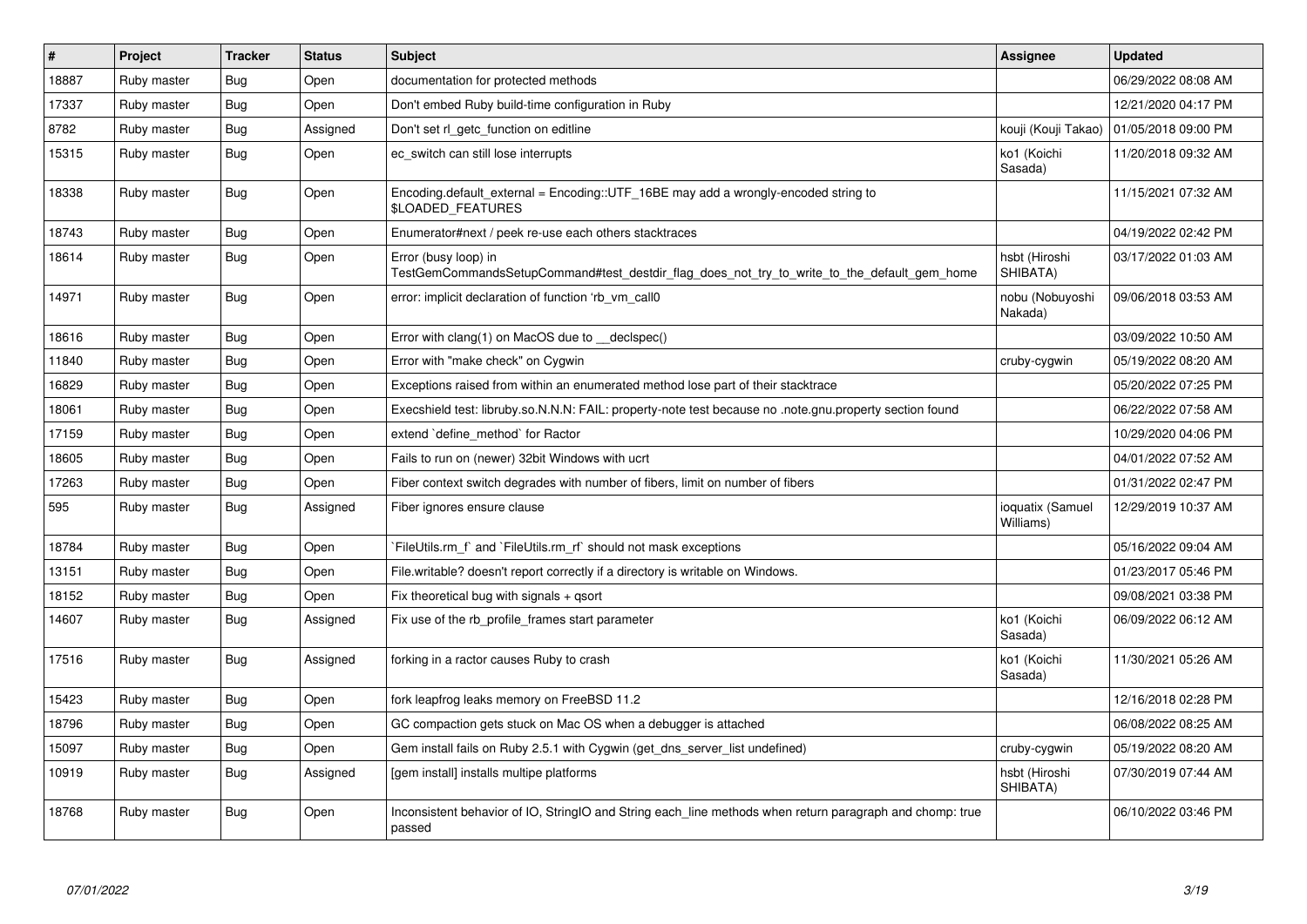| # | Project | Tracker | Status | Subject | Assignee | Updated |
|---|---|---|---|---|---|---|
| 18887 | Ruby master | Bug | Open | documentation for protected methods | | 06/29/2022 08:08 AM |
| 17337 | Ruby master | Bug | Open | Don't embed Ruby build-time configuration in Ruby | | 12/21/2020 04:17 PM |
| 8782 | Ruby master | Bug | Assigned | Don't set rl_getc_function on editline | kouji (Kouji Takao) | 01/05/2018 09:00 PM |
| 15315 | Ruby master | Bug | Open | ec_switch can still lose interrupts | ko1 (Koichi Sasada) | 11/20/2018 09:32 AM |
| 18338 | Ruby master | Bug | Open | Encoding.default_external = Encoding::UTF_16BE may add a wrongly-encoded string to $LOADED_FEATURES | | 11/15/2021 07:32 AM |
| 18743 | Ruby master | Bug | Open | Enumerator#next / peek re-use each others stacktraces | | 04/19/2022 02:42 PM |
| 18614 | Ruby master | Bug | Open | Error (busy loop) in TestGemCommandsSetupCommand#test_destdir_flag_does_not_try_to_write_to_the_default_gem_home | hsbt (Hiroshi SHIBATA) | 03/17/2022 01:03 AM |
| 14971 | Ruby master | Bug | Open | error: implicit declaration of function 'rb_vm_call0 | nobu (Nobuyoshi Nakada) | 09/06/2018 03:53 AM |
| 18616 | Ruby master | Bug | Open | Error with clang(1) on MacOS due to __declspec() | | 03/09/2022 10:50 AM |
| 11840 | Ruby master | Bug | Open | Error with "make check" on Cygwin | cruby-cygwin | 05/19/2022 08:20 AM |
| 16829 | Ruby master | Bug | Open | Exceptions raised from within an enumerated method lose part of their stacktrace | | 05/20/2022 07:25 PM |
| 18061 | Ruby master | Bug | Open | Execshield test: libruby.so.N.N.N: FAIL: property-note test because no .note.gnu.property section found | | 06/22/2022 07:58 AM |
| 17159 | Ruby master | Bug | Open | extend `define_method` for Ractor | | 10/29/2020 04:06 PM |
| 18605 | Ruby master | Bug | Open | Fails to run on (newer) 32bit Windows with ucrt | | 04/01/2022 07:52 AM |
| 17263 | Ruby master | Bug | Open | Fiber context switch degrades with number of fibers, limit on number of fibers | | 01/31/2022 02:47 PM |
| 595 | Ruby master | Bug | Assigned | Fiber ignores ensure clause | ioquatix (Samuel Williams) | 12/29/2019 10:37 AM |
| 18784 | Ruby master | Bug | Open | `FileUtils.rm_f` and `FileUtils.rm_rf` should not mask exceptions | | 05/16/2022 09:04 AM |
| 13151 | Ruby master | Bug | Open | File.writable? doesn't report correctly if a directory is writable on Windows. | | 01/23/2017 05:46 PM |
| 18152 | Ruby master | Bug | Open | Fix theoretical bug with signals + qsort | | 09/08/2021 03:38 PM |
| 14607 | Ruby master | Bug | Assigned | Fix use of the rb_profile_frames start parameter | ko1 (Koichi Sasada) | 06/09/2022 06:12 AM |
| 17516 | Ruby master | Bug | Assigned | forking in a ractor causes Ruby to crash | ko1 (Koichi Sasada) | 11/30/2021 05:26 AM |
| 15423 | Ruby master | Bug | Open | fork leapfrog leaks memory on FreeBSD 11.2 | | 12/16/2018 02:28 PM |
| 18796 | Ruby master | Bug | Open | GC compaction gets stuck on Mac OS when a debugger is attached | | 06/08/2022 08:25 AM |
| 15097 | Ruby master | Bug | Open | Gem install fails on Ruby 2.5.1 with Cygwin (get_dns_server_list undefined) | cruby-cygwin | 05/19/2022 08:20 AM |
| 10919 | Ruby master | Bug | Assigned | [gem install] installs multipe platforms | hsbt (Hiroshi SHIBATA) | 07/30/2019 07:44 AM |
| 18768 | Ruby master | Bug | Open | Inconsistent behavior of IO, StringIO and String each_line methods when return paragraph and chomp: true passed | | 06/10/2022 03:46 PM |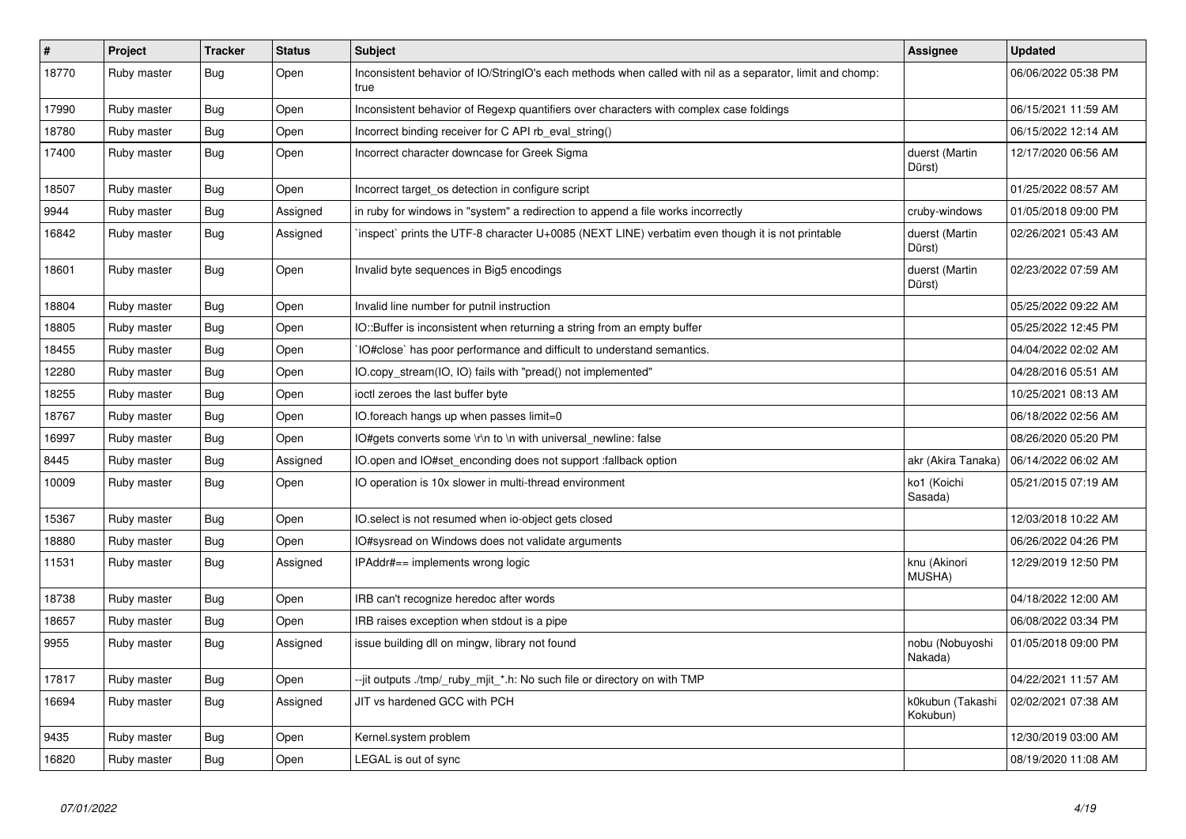| # | Project | Tracker | Status | Subject | Assignee | Updated |
|---|---|---|---|---|---|---|
| 18770 | Ruby master | Bug | Open | Inconsistent behavior of IO/StringIO's each methods when called with nil as a separator, limit and chomp: true | | 06/06/2022 05:38 PM |
| 17990 | Ruby master | Bug | Open | Inconsistent behavior of Regexp quantifiers over characters with complex case foldings | | 06/15/2021 11:59 AM |
| 18780 | Ruby master | Bug | Open | Incorrect binding receiver for C API rb_eval_string() | | 06/15/2022 12:14 AM |
| 17400 | Ruby master | Bug | Open | Incorrect character downcase for Greek Sigma | duerst (Martin Dürst) | 12/17/2020 06:56 AM |
| 18507 | Ruby master | Bug | Open | Incorrect target_os detection in configure script | | 01/25/2022 08:57 AM |
| 9944 | Ruby master | Bug | Assigned | in ruby for windows in "system" a redirection to append a file works incorrectly | cruby-windows | 01/05/2018 09:00 PM |
| 16842 | Ruby master | Bug | Assigned | `inspect` prints the UTF-8 character U+0085 (NEXT LINE) verbatim even though it is not printable | duerst (Martin Dürst) | 02/26/2021 05:43 AM |
| 18601 | Ruby master | Bug | Open | Invalid byte sequences in Big5 encodings | duerst (Martin Dürst) | 02/23/2022 07:59 AM |
| 18804 | Ruby master | Bug | Open | Invalid line number for putnil instruction | | 05/25/2022 09:22 AM |
| 18805 | Ruby master | Bug | Open | IO::Buffer is inconsistent when returning a string from an empty buffer | | 05/25/2022 12:45 PM |
| 18455 | Ruby master | Bug | Open | `IO#close` has poor performance and difficult to understand semantics. | | 04/04/2022 02:02 AM |
| 12280 | Ruby master | Bug | Open | IO.copy_stream(IO, IO) fails with "pread() not implemented" | | 04/28/2016 05:51 AM |
| 18255 | Ruby master | Bug | Open | ioctl zeroes the last buffer byte | | 10/25/2021 08:13 AM |
| 18767 | Ruby master | Bug | Open | IO.foreach hangs up when passes limit=0 | | 06/18/2022 02:56 AM |
| 16997 | Ruby master | Bug | Open | IO#gets converts some \r\n to \n with universal_newline: false | | 08/26/2020 05:20 PM |
| 8445 | Ruby master | Bug | Assigned | IO.open and IO#set_enconding does not support :fallback option | akr (Akira Tanaka) | 06/14/2022 06:02 AM |
| 10009 | Ruby master | Bug | Open | IO operation is 10x slower in multi-thread environment | ko1 (Koichi Sasada) | 05/21/2015 07:19 AM |
| 15367 | Ruby master | Bug | Open | IO.select is not resumed when io-object gets closed | | 12/03/2018 10:22 AM |
| 18880 | Ruby master | Bug | Open | IO#sysread on Windows does not validate arguments | | 06/26/2022 04:26 PM |
| 11531 | Ruby master | Bug | Assigned | IPAddr#== implements wrong logic | knu (Akinori MUSHA) | 12/29/2019 12:50 PM |
| 18738 | Ruby master | Bug | Open | IRB can't recognize heredoc after words | | 04/18/2022 12:00 AM |
| 18657 | Ruby master | Bug | Open | IRB raises exception when stdout is a pipe | | 06/08/2022 03:34 PM |
| 9955 | Ruby master | Bug | Assigned | issue building dll on mingw, library not found | nobu (Nobuyoshi Nakada) | 01/05/2018 09:00 PM |
| 17817 | Ruby master | Bug | Open | --jit outputs ./tmp/_ruby_mjit_*.h: No such file or directory on with TMP | | 04/22/2021 11:57 AM |
| 16694 | Ruby master | Bug | Assigned | JIT vs hardened GCC with PCH | k0kubun (Takashi Kokubun) | 02/02/2021 07:38 AM |
| 9435 | Ruby master | Bug | Open | Kernel.system problem | | 12/30/2019 03:00 AM |
| 16820 | Ruby master | Bug | Open | LEGAL is out of sync | | 08/19/2020 11:08 AM |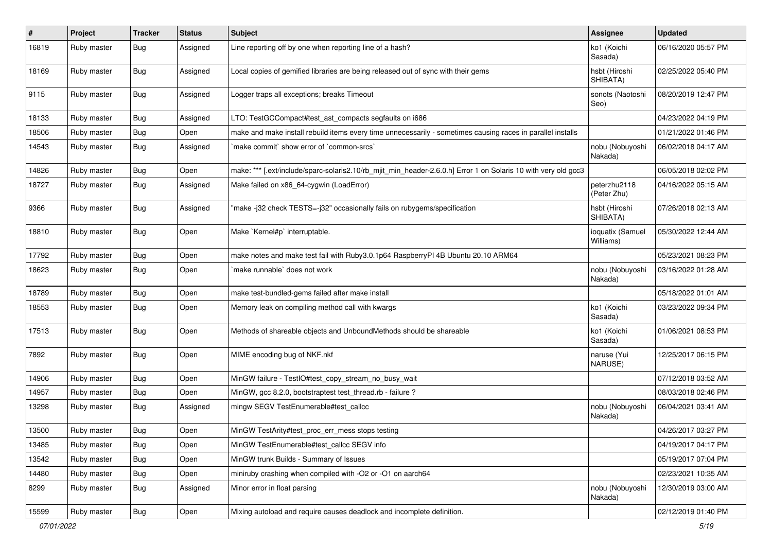| # | Project | Tracker | Status | Subject | Assignee | Updated |
|---|---|---|---|---|---|---|
| 16819 | Ruby master | Bug | Assigned | Line reporting off by one when reporting line of a hash? | ko1 (Koichi Sasada) | 06/16/2020 05:57 PM |
| 18169 | Ruby master | Bug | Assigned | Local copies of gemified libraries are being released out of sync with their gems | hsbt (Hiroshi SHIBATA) | 02/25/2022 05:40 PM |
| 9115 | Ruby master | Bug | Assigned | Logger traps all exceptions; breaks Timeout | sonots (Naotoshi Seo) | 08/20/2019 12:47 PM |
| 18133 | Ruby master | Bug | Assigned | LTO: TestGCCompact#test_ast_compacts segfaults on i686 | | 04/23/2022 04:19 PM |
| 18506 | Ruby master | Bug | Open | make and make install rebuild items every time unnecessarily - sometimes causing races in parallel installs | | 01/21/2022 01:46 PM |
| 14543 | Ruby master | Bug | Assigned | `make commit` show error of `common-srcs` | nobu (Nobuyoshi Nakada) | 06/02/2018 04:17 AM |
| 14826 | Ruby master | Bug | Open | make: *** [.ext/include/sparc-solaris2.10/rb_mjit_min_header-2.6.0.h] Error 1 on Solaris 10 with very old gcc3 | | 06/05/2018 02:02 PM |
| 18727 | Ruby master | Bug | Assigned | Make failed on x86_64-cygwin (LoadError) | peterzhu2118 (Peter Zhu) | 04/16/2022 05:15 AM |
| 9366 | Ruby master | Bug | Assigned | "make -j32 check TESTS=-j32" occasionally fails on rubygems/specification | hsbt (Hiroshi SHIBATA) | 07/26/2018 02:13 AM |
| 18810 | Ruby master | Bug | Open | Make `Kernel#p` interruptable. | ioquatix (Samuel Williams) | 05/30/2022 12:44 AM |
| 17792 | Ruby master | Bug | Open | make notes and make test fail with Ruby3.0.1p64 RaspberryPI 4B Ubuntu 20.10 ARM64 | | 05/23/2021 08:23 PM |
| 18623 | Ruby master | Bug | Open | `make runnable` does not work | nobu (Nobuyoshi Nakada) | 03/16/2022 01:28 AM |
| 18789 | Ruby master | Bug | Open | make test-bundled-gems failed after make install | | 05/18/2022 01:01 AM |
| 18553 | Ruby master | Bug | Open | Memory leak on compiling method call with kwargs | ko1 (Koichi Sasada) | 03/23/2022 09:34 PM |
| 17513 | Ruby master | Bug | Open | Methods of shareable objects and UnboundMethods should be shareable | ko1 (Koichi Sasada) | 01/06/2021 08:53 PM |
| 7892 | Ruby master | Bug | Open | MIME encoding bug of NKF.nkf | naruse (Yui NARUSE) | 12/25/2017 06:15 PM |
| 14906 | Ruby master | Bug | Open | MinGW failure - TestIO#test_copy_stream_no_busy_wait | | 07/12/2018 03:52 AM |
| 14957 | Ruby master | Bug | Open | MinGW, gcc 8.2.0, bootstraptest test_thread.rb - failure ? | | 08/03/2018 02:46 PM |
| 13298 | Ruby master | Bug | Assigned | mingw SEGV TestEnumerable#test_callcc | nobu (Nobuyoshi Nakada) | 06/04/2021 03:41 AM |
| 13500 | Ruby master | Bug | Open | MinGW TestArity#test_proc_err_mess stops testing | | 04/26/2017 03:27 PM |
| 13485 | Ruby master | Bug | Open | MinGW TestEnumerable#test_callcc SEGV info | | 04/19/2017 04:17 PM |
| 13542 | Ruby master | Bug | Open | MinGW trunk Builds - Summary of Issues | | 05/19/2017 07:04 PM |
| 14480 | Ruby master | Bug | Open | miniruby crashing when compiled with -O2 or -O1 on aarch64 | | 02/23/2021 10:35 AM |
| 8299 | Ruby master | Bug | Assigned | Minor error in float parsing | nobu (Nobuyoshi Nakada) | 12/30/2019 03:00 AM |
| 15599 | Ruby master | Bug | Open | Mixing autoload and require causes deadlock and incomplete definition. | | 02/12/2019 01:40 PM |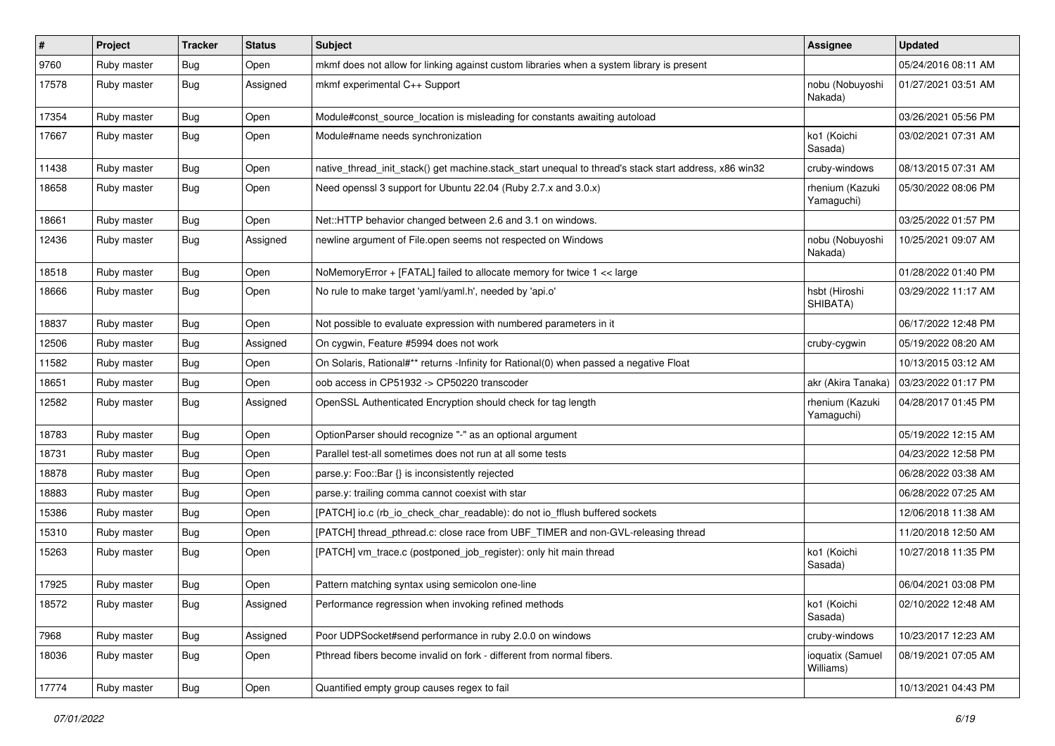| # | Project | Tracker | Status | Subject | Assignee | Updated |
|---|---|---|---|---|---|---|
| 9760 | Ruby master | Bug | Open | mkmf does not allow for linking against custom libraries when a system library is present | | 05/24/2016 08:11 AM |
| 17578 | Ruby master | Bug | Assigned | mkmf experimental C++ Support | nobu (Nobuyoshi Nakada) | 01/27/2021 03:51 AM |
| 17354 | Ruby master | Bug | Open | Module#const_source_location is misleading for constants awaiting autoload | | 03/26/2021 05:56 PM |
| 17667 | Ruby master | Bug | Open | Module#name needs synchronization | ko1 (Koichi Sasada) | 03/02/2021 07:31 AM |
| 11438 | Ruby master | Bug | Open | native_thread_init_stack() get machine.stack_start unequal to thread's stack start address, x86 win32 | cruby-windows | 08/13/2015 07:31 AM |
| 18658 | Ruby master | Bug | Open | Need openssl 3 support for Ubuntu 22.04 (Ruby 2.7.x and 3.0.x) | rhenium (Kazuki Yamaguchi) | 05/30/2022 08:06 PM |
| 18661 | Ruby master | Bug | Open | Net::HTTP behavior changed between 2.6 and 3.1 on windows. | | 03/25/2022 01:57 PM |
| 12436 | Ruby master | Bug | Assigned | newline argument of File.open seems not respected on Windows | nobu (Nobuyoshi Nakada) | 10/25/2021 09:07 AM |
| 18518 | Ruby master | Bug | Open | NoMemoryError + [FATAL] failed to allocate memory for twice 1 << large | | 01/28/2022 01:40 PM |
| 18666 | Ruby master | Bug | Open | No rule to make target 'yaml/yaml.h', needed by 'api.o' | hsbt (Hiroshi SHIBATA) | 03/29/2022 11:17 AM |
| 18837 | Ruby master | Bug | Open | Not possible to evaluate expression with numbered parameters in it | | 06/17/2022 12:48 PM |
| 12506 | Ruby master | Bug | Assigned | On cygwin, Feature #5994 does not work | cruby-cygwin | 05/19/2022 08:20 AM |
| 11582 | Ruby master | Bug | Open | On Solaris, Rational#** returns -Infinity for Rational(0) when passed a negative Float | | 10/13/2015 03:12 AM |
| 18651 | Ruby master | Bug | Open | oob access in CP51932 -> CP50220 transcoder | akr (Akira Tanaka) | 03/23/2022 01:17 PM |
| 12582 | Ruby master | Bug | Assigned | OpenSSL Authenticated Encryption should check for tag length | rhenium (Kazuki Yamaguchi) | 04/28/2017 01:45 PM |
| 18783 | Ruby master | Bug | Open | OptionParser should recognize "-" as an optional argument | | 05/19/2022 12:15 AM |
| 18731 | Ruby master | Bug | Open | Parallel test-all sometimes does not run at all some tests | | 04/23/2022 12:58 PM |
| 18878 | Ruby master | Bug | Open | parse.y: Foo::Bar {} is inconsistently rejected | | 06/28/2022 03:38 AM |
| 18883 | Ruby master | Bug | Open | parse.y: trailing comma cannot coexist with star | | 06/28/2022 07:25 AM |
| 15386 | Ruby master | Bug | Open | [PATCH] io.c (rb_io_check_char_readable): do not io_fflush buffered sockets | | 12/06/2018 11:38 AM |
| 15310 | Ruby master | Bug | Open | [PATCH] thread_pthread.c: close race from UBF_TIMER and non-GVL-releasing thread | | 11/20/2018 12:50 AM |
| 15263 | Ruby master | Bug | Open | [PATCH] vm_trace.c (postponed_job_register): only hit main thread | ko1 (Koichi Sasada) | 10/27/2018 11:35 PM |
| 17925 | Ruby master | Bug | Open | Pattern matching syntax using semicolon one-line | | 06/04/2021 03:08 PM |
| 18572 | Ruby master | Bug | Assigned | Performance regression when invoking refined methods | ko1 (Koichi Sasada) | 02/10/2022 12:48 AM |
| 7968 | Ruby master | Bug | Assigned | Poor UDPSocket#send performance in ruby 2.0.0 on windows | cruby-windows | 10/23/2017 12:23 AM |
| 18036 | Ruby master | Bug | Open | Pthread fibers become invalid on fork - different from normal fibers. | ioquatix (Samuel Williams) | 08/19/2021 07:05 AM |
| 17774 | Ruby master | Bug | Open | Quantified empty group causes regex to fail | | 10/13/2021 04:43 PM |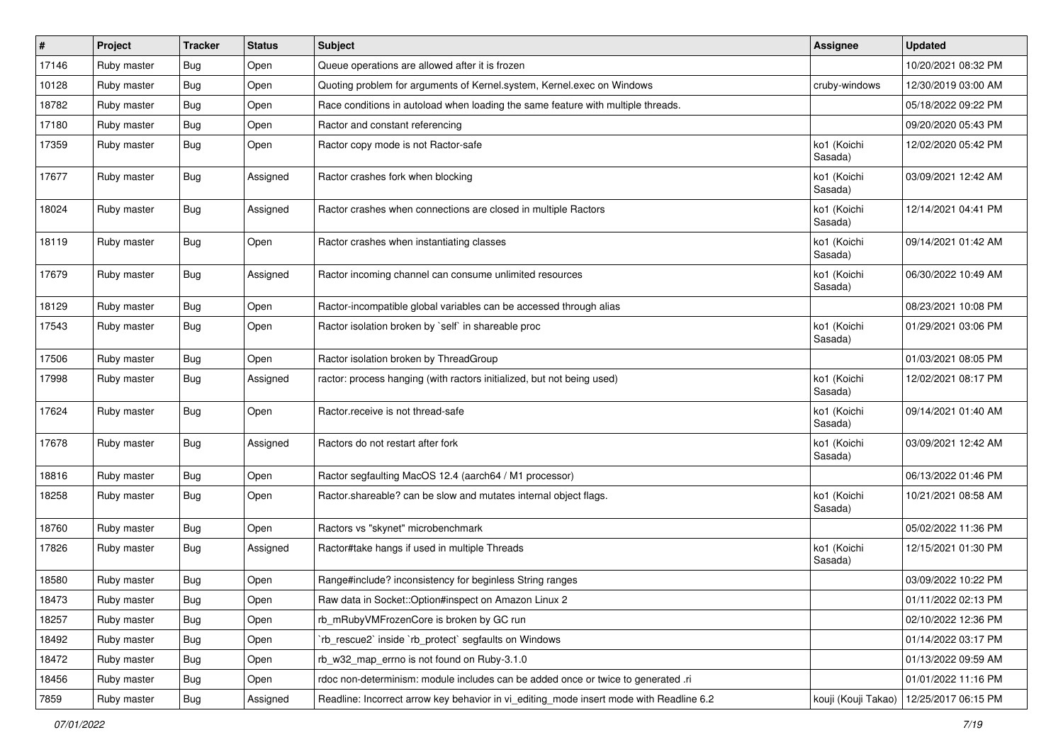| # | Project | Tracker | Status | Subject | Assignee | Updated |
|---|---|---|---|---|---|---|
| 17146 | Ruby master | Bug | Open | Queue operations are allowed after it is frozen | | 10/20/2021 08:32 PM |
| 10128 | Ruby master | Bug | Open | Quoting problem for arguments of Kernel.system, Kernel.exec on Windows | cruby-windows | 12/30/2019 03:00 AM |
| 18782 | Ruby master | Bug | Open | Race conditions in autoload when loading the same feature with multiple threads. | | 05/18/2022 09:22 PM |
| 17180 | Ruby master | Bug | Open | Ractor and constant referencing | | 09/20/2020 05:43 PM |
| 17359 | Ruby master | Bug | Open | Ractor copy mode is not Ractor-safe | ko1 (Koichi Sasada) | 12/02/2020 05:42 PM |
| 17677 | Ruby master | Bug | Assigned | Ractor crashes fork when blocking | ko1 (Koichi Sasada) | 03/09/2021 12:42 AM |
| 18024 | Ruby master | Bug | Assigned | Ractor crashes when connections are closed in multiple Ractors | ko1 (Koichi Sasada) | 12/14/2021 04:41 PM |
| 18119 | Ruby master | Bug | Open | Ractor crashes when instantiating classes | ko1 (Koichi Sasada) | 09/14/2021 01:42 AM |
| 17679 | Ruby master | Bug | Assigned | Ractor incoming channel can consume unlimited resources | ko1 (Koichi Sasada) | 06/30/2022 10:49 AM |
| 18129 | Ruby master | Bug | Open | Ractor-incompatible global variables can be accessed through alias | | 08/23/2021 10:08 PM |
| 17543 | Ruby master | Bug | Open | Ractor isolation broken by `self` in shareable proc | ko1 (Koichi Sasada) | 01/29/2021 03:06 PM |
| 17506 | Ruby master | Bug | Open | Ractor isolation broken by ThreadGroup | | 01/03/2021 08:05 PM |
| 17998 | Ruby master | Bug | Assigned | ractor: process hanging (with ractors initialized, but not being used) | ko1 (Koichi Sasada) | 12/02/2021 08:17 PM |
| 17624 | Ruby master | Bug | Open | Ractor.receive is not thread-safe | ko1 (Koichi Sasada) | 09/14/2021 01:40 AM |
| 17678 | Ruby master | Bug | Assigned | Ractors do not restart after fork | ko1 (Koichi Sasada) | 03/09/2021 12:42 AM |
| 18816 | Ruby master | Bug | Open | Ractor segfaulting MacOS 12.4 (aarch64 / M1 processor) | | 06/13/2022 01:46 PM |
| 18258 | Ruby master | Bug | Open | Ractor.shareable? can be slow and mutates internal object flags. | ko1 (Koichi Sasada) | 10/21/2021 08:58 AM |
| 18760 | Ruby master | Bug | Open | Ractors vs "skynet" microbenchmark | | 05/02/2022 11:36 PM |
| 17826 | Ruby master | Bug | Assigned | Ractor#take hangs if used in multiple Threads | ko1 (Koichi Sasada) | 12/15/2021 01:30 PM |
| 18580 | Ruby master | Bug | Open | Range#include? inconsistency for beginless String ranges | | 03/09/2022 10:22 PM |
| 18473 | Ruby master | Bug | Open | Raw data in Socket::Option#inspect on Amazon Linux 2 | | 01/11/2022 02:13 PM |
| 18257 | Ruby master | Bug | Open | rb_mRubyVMFrozenCore is broken by GC run | | 02/10/2022 12:36 PM |
| 18492 | Ruby master | Bug | Open | `rb_rescue2` inside `rb_protect` segfaults on Windows | | 01/14/2022 03:17 PM |
| 18472 | Ruby master | Bug | Open | rb_w32_map_errno is not found on Ruby-3.1.0 | | 01/13/2022 09:59 AM |
| 18456 | Ruby master | Bug | Open | rdoc non-determinism: module includes can be added once or twice to generated .ri | | 01/01/2022 11:16 PM |
| 7859 | Ruby master | Bug | Assigned | Readline: Incorrect arrow key behavior in vi_editing_mode insert mode with Readline 6.2 | kouji (Kouji Takao) | 12/25/2017 06:15 PM |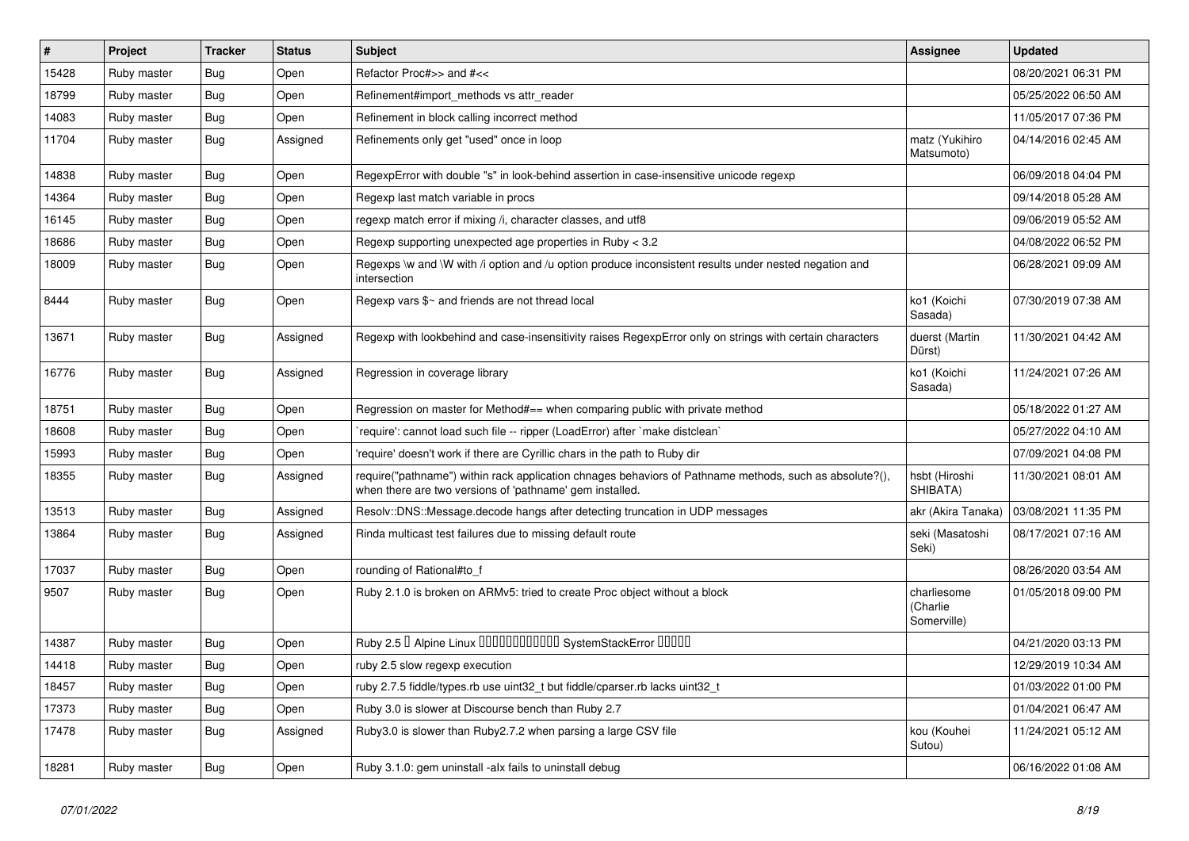| # | Project | Tracker | Status | Subject | Assignee | Updated |
|---|---|---|---|---|---|---|
| 15428 | Ruby master | Bug | Open | Refactor Proc#>> and #<< | | 08/20/2021 06:31 PM |
| 18799 | Ruby master | Bug | Open | Refinement#import_methods vs attr_reader | | 05/25/2022 06:50 AM |
| 14083 | Ruby master | Bug | Open | Refinement in block calling incorrect method | | 11/05/2017 07:36 PM |
| 11704 | Ruby master | Bug | Assigned | Refinements only get "used" once in loop | matz (Yukihiro Matsumoto) | 04/14/2016 02:45 AM |
| 14838 | Ruby master | Bug | Open | RegexpError with double "s" in look-behind assertion in case-insensitive unicode regexp | | 06/09/2018 04:04 PM |
| 14364 | Ruby master | Bug | Open | Regexp last match variable in procs | | 09/14/2018 05:28 AM |
| 16145 | Ruby master | Bug | Open | regexp match error if mixing /i, character classes, and utf8 | | 09/06/2019 05:52 AM |
| 18686 | Ruby master | Bug | Open | Regexp supporting unexpected age properties in Ruby < 3.2 | | 04/08/2022 06:52 PM |
| 18009 | Ruby master | Bug | Open | Regexps \w and \W with /i option and /u option produce inconsistent results under nested negation and intersection | | 06/28/2021 09:09 AM |
| 8444 | Ruby master | Bug | Open | Regexp vars $~ and friends are not thread local | ko1 (Koichi Sasada) | 07/30/2019 07:38 AM |
| 13671 | Ruby master | Bug | Assigned | Regexp with lookbehind and case-insensitivity raises RegexpError only on strings with certain characters | duerst (Martin Dürst) | 11/30/2021 04:42 AM |
| 16776 | Ruby master | Bug | Assigned | Regression in coverage library | ko1 (Koichi Sasada) | 11/24/2021 07:26 AM |
| 18751 | Ruby master | Bug | Open | Regression on master for Method#== when comparing public with private method | | 05/18/2022 01:27 AM |
| 18608 | Ruby master | Bug | Open | `require': cannot load such file -- ripper (LoadError) after `make distclean` | | 05/27/2022 04:10 AM |
| 15993 | Ruby master | Bug | Open | 'require' doesn't work if there are Cyrillic chars in the path to Ruby dir | | 07/09/2021 04:08 PM |
| 18355 | Ruby master | Bug | Assigned | require("pathname") within rack application chnages behaviors of Pathname methods, such as absolute?(), when there are two versions of 'pathname' gem installed. | hsbt (Hiroshi SHIBATA) | 11/30/2021 08:01 AM |
| 13513 | Ruby master | Bug | Assigned | Resolv::DNS::Message.decode hangs after detecting truncation in UDP messages | akr (Akira Tanaka) | 03/08/2021 11:35 PM |
| 13864 | Ruby master | Bug | Assigned | Rinda multicast test failures due to missing default route | seki (Masatoshi Seki) | 08/17/2021 07:16 AM |
| 17037 | Ruby master | Bug | Open | rounding of Rational#to_f | | 08/26/2020 03:54 AM |
| 9507 | Ruby master | Bug | Open | Ruby 2.1.0 is broken on ARMv5: tried to create Proc object without a block | charliesome (Charlie Somerville) | 01/05/2018 09:00 PM |
| 14387 | Ruby master | Bug | Open | Ruby 2.5 � Alpine Linux ������������ SystemStackError ����� | | 04/21/2020 03:13 PM |
| 14418 | Ruby master | Bug | Open | ruby 2.5 slow regexp execution | | 12/29/2019 10:34 AM |
| 18457 | Ruby master | Bug | Open | ruby 2.7.5 fiddle/types.rb use uint32_t but fiddle/cparser.rb lacks uint32_t | | 01/03/2022 01:00 PM |
| 17373 | Ruby master | Bug | Open | Ruby 3.0 is slower at Discourse bench than Ruby 2.7 | | 01/04/2021 06:47 AM |
| 17478 | Ruby master | Bug | Assigned | Ruby3.0 is slower than Ruby2.7.2 when parsing a large CSV file | kou (Kouhei Sutou) | 11/24/2021 05:12 AM |
| 18281 | Ruby master | Bug | Open | Ruby 3.1.0: gem uninstall -alx fails to uninstall debug | | 06/16/2022 01:08 AM |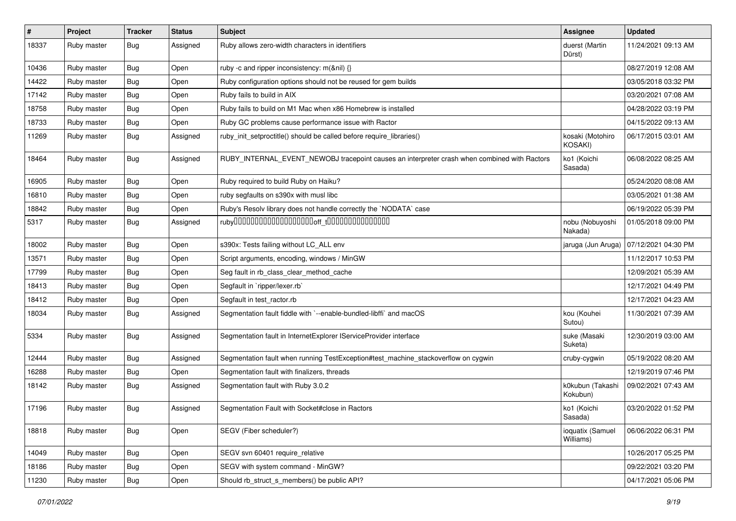| # | Project | Tracker | Status | Subject | Assignee | Updated |
|---|---|---|---|---|---|---|
| 18337 | Ruby master | Bug | Assigned | Ruby allows zero-width characters in identifiers | duerst (Martin Dürst) | 11/24/2021 09:13 AM |
| 10436 | Ruby master | Bug | Open | ruby -c and ripper inconsistency: m(&nil) {} | | 08/27/2019 12:08 AM |
| 14422 | Ruby master | Bug | Open | Ruby configuration options should not be reused for gem builds | | 03/05/2018 03:32 PM |
| 17142 | Ruby master | Bug | Open | Ruby fails to build in AIX | | 03/20/2021 07:08 AM |
| 18758 | Ruby master | Bug | Open | Ruby fails to build on M1 Mac when x86 Homebrew is installed | | 04/28/2022 03:19 PM |
| 18733 | Ruby master | Bug | Open | Ruby GC problems cause performance issue with Ractor | | 04/15/2022 09:13 AM |
| 11269 | Ruby master | Bug | Assigned | ruby_init_setproctitle() should be called before require_libraries() | kosaki (Motohiro KOSAKI) | 06/17/2015 03:01 AM |
| 18464 | Ruby master | Bug | Assigned | RUBY_INTERNAL_EVENT_NEWOBJ tracepoint causes an interpreter crash when combined with Ractors | ko1 (Koichi Sasada) | 06/08/2022 08:25 AM |
| 16905 | Ruby master | Bug | Open | Ruby required to build Ruby on Haiku? | | 05/24/2020 08:08 AM |
| 16810 | Ruby master | Bug | Open | ruby segfaults on s390x with musl libc | | 03/05/2021 01:38 AM |
| 18842 | Ruby master | Bug | Open | Ruby's Resolv library does not handle correctly the `NODATA` case | | 06/19/2022 05:39 PM |
| 5317 | Ruby master | Bug | Assigned | ruby□□□□□□□□□□□□□□□□□□□□off_t□□□□□□□□□□□□□□□□ | nobu (Nobuyoshi Nakada) | 01/05/2018 09:00 PM |
| 18002 | Ruby master | Bug | Open | s390x: Tests failing without LC_ALL env | jaruga (Jun Aruga) | 07/12/2021 04:30 PM |
| 13571 | Ruby master | Bug | Open | Script arguments, encoding, windows / MinGW | | 11/12/2017 10:53 PM |
| 17799 | Ruby master | Bug | Open | Seg fault in rb_class_clear_method_cache | | 12/09/2021 05:39 AM |
| 18413 | Ruby master | Bug | Open | Segfault in `ripper/lexer.rb` | | 12/17/2021 04:49 PM |
| 18412 | Ruby master | Bug | Open | Segfault in test_ractor.rb | | 12/17/2021 04:23 AM |
| 18034 | Ruby master | Bug | Assigned | Segmentation fault fiddle with `--enable-bundled-libffi` and macOS | kou (Kouhei Sutou) | 11/30/2021 07:39 AM |
| 5334 | Ruby master | Bug | Assigned | Segmentation fault in InternetExplorer IServiceProvider interface | suke (Masaki Suketa) | 12/30/2019 03:00 AM |
| 12444 | Ruby master | Bug | Assigned | Segmentation fault when running TestException#test_machine_stackoverflow on cygwin | cruby-cygwin | 05/19/2022 08:20 AM |
| 16288 | Ruby master | Bug | Open | Segmentation fault with finalizers, threads | | 12/19/2019 07:46 PM |
| 18142 | Ruby master | Bug | Assigned | Segmentation fault with Ruby 3.0.2 | k0kubun (Takashi Kokubun) | 09/02/2021 07:43 AM |
| 17196 | Ruby master | Bug | Assigned | Segmentation Fault with Socket#close in Ractors | ko1 (Koichi Sasada) | 03/20/2022 01:52 PM |
| 18818 | Ruby master | Bug | Open | SEGV (Fiber scheduler?) | ioquatix (Samuel Williams) | 06/06/2022 06:31 PM |
| 14049 | Ruby master | Bug | Open | SEGV svn 60401 require_relative | | 10/26/2017 05:25 PM |
| 18186 | Ruby master | Bug | Open | SEGV with system command - MinGW? | | 09/22/2021 03:20 PM |
| 11230 | Ruby master | Bug | Open | Should rb_struct_s_members() be public API? | | 04/17/2021 05:06 PM |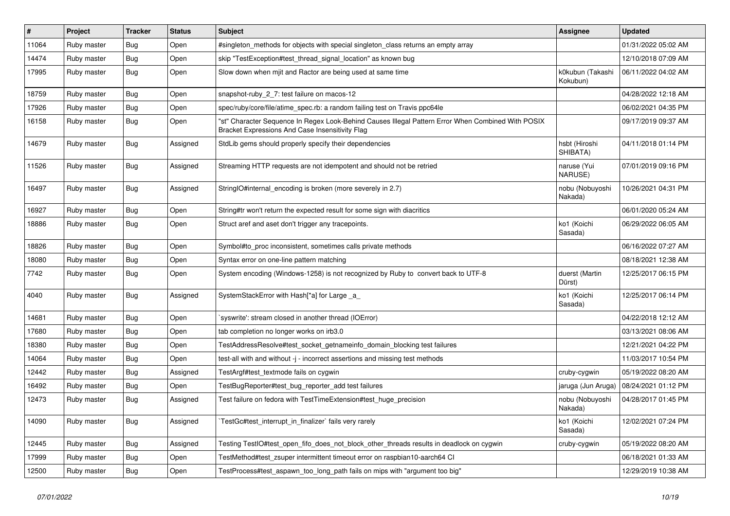| # | Project | Tracker | Status | Subject | Assignee | Updated |
|---|---|---|---|---|---|---|
| 11064 | Ruby master | Bug | Open | #singleton_methods for objects with special singleton_class returns an empty array | | 01/31/2022 05:02 AM |
| 14474 | Ruby master | Bug | Open | skip "TestException#test_thread_signal_location" as known bug | | 12/10/2018 07:09 AM |
| 17995 | Ruby master | Bug | Open | Slow down when mjit and Ractor are being used at same time | k0kubun (Takashi Kokubun) | 06/11/2022 04:02 AM |
| 18759 | Ruby master | Bug | Open | snapshot-ruby_2_7: test failure on macos-12 | | 04/28/2022 12:18 AM |
| 17926 | Ruby master | Bug | Open | spec/ruby/core/file/atime_spec.rb: a random failing test on Travis ppc64le | | 06/02/2021 04:35 PM |
| 16158 | Ruby master | Bug | Open | "st" Character Sequence In Regex Look-Behind Causes Illegal Pattern Error When Combined With POSIX Bracket Expressions And Case Insensitivity Flag | | 09/17/2019 09:37 AM |
| 14679 | Ruby master | Bug | Assigned | StdLib gems should properly specify their dependencies | hsbt (Hiroshi SHIBATA) | 04/11/2018 01:14 PM |
| 11526 | Ruby master | Bug | Assigned | Streaming HTTP requests are not idempotent and should not be retried | naruse (Yui NARUSE) | 07/01/2019 09:16 PM |
| 16497 | Ruby master | Bug | Assigned | StringIO#internal_encoding is broken (more severely in 2.7) | nobu (Nobuyoshi Nakada) | 10/26/2021 04:31 PM |
| 16927 | Ruby master | Bug | Open | String#tr won't return the expected result for some sign with diacritics | | 06/01/2020 05:24 AM |
| 18886 | Ruby master | Bug | Open | Struct aref and aset don't trigger any tracepoints. | ko1 (Koichi Sasada) | 06/29/2022 06:05 AM |
| 18826 | Ruby master | Bug | Open | Symbol#to_proc inconsistent, sometimes calls private methods | | 06/16/2022 07:27 AM |
| 18080 | Ruby master | Bug | Open | Syntax error on one-line pattern matching | | 08/18/2021 12:38 AM |
| 7742 | Ruby master | Bug | Open | System encoding (Windows-1258) is not recognized by Ruby to convert back to UTF-8 | duerst (Martin Dürst) | 12/25/2017 06:15 PM |
| 4040 | Ruby master | Bug | Assigned | SystemStackError with Hash[*a] for Large _a_ | ko1 (Koichi Sasada) | 12/25/2017 06:14 PM |
| 14681 | Ruby master | Bug | Open | `syswrite': stream closed in another thread (IOError) | | 04/22/2018 12:12 AM |
| 17680 | Ruby master | Bug | Open | tab completion no longer works on irb3.0 | | 03/13/2021 08:06 AM |
| 18380 | Ruby master | Bug | Open | TestAddressResolve#test_socket_getnameinfo_domain_blocking test failures | | 12/21/2021 04:22 PM |
| 14064 | Ruby master | Bug | Open | test-all with and without -j - incorrect assertions and missing test methods | | 11/03/2017 10:54 PM |
| 12442 | Ruby master | Bug | Assigned | TestArgf#test_textmode fails on cygwin | cruby-cygwin | 05/19/2022 08:20 AM |
| 16492 | Ruby master | Bug | Open | TestBugReporter#test_bug_reporter_add test failures | jaruga (Jun Aruga) | 08/24/2021 01:12 PM |
| 12473 | Ruby master | Bug | Assigned | Test failure on fedora with TestTimeExtension#test_huge_precision | nobu (Nobuyoshi Nakada) | 04/28/2017 01:45 PM |
| 14090 | Ruby master | Bug | Assigned | `TestGc#test_interrupt_in_finalizer` fails very rarely | ko1 (Koichi Sasada) | 12/02/2021 07:24 PM |
| 12445 | Ruby master | Bug | Assigned | Testing TestIO#test_open_fifo_does_not_block_other_threads results in deadlock on cygwin | cruby-cygwin | 05/19/2022 08:20 AM |
| 17999 | Ruby master | Bug | Open | TestMethod#test_zsuper intermittent timeout error on raspbian10-aarch64 CI | | 06/18/2021 01:33 AM |
| 12500 | Ruby master | Bug | Open | TestProcess#test_aspawn_too_long_path fails on mips with "argument too big" | | 12/29/2019 10:38 AM |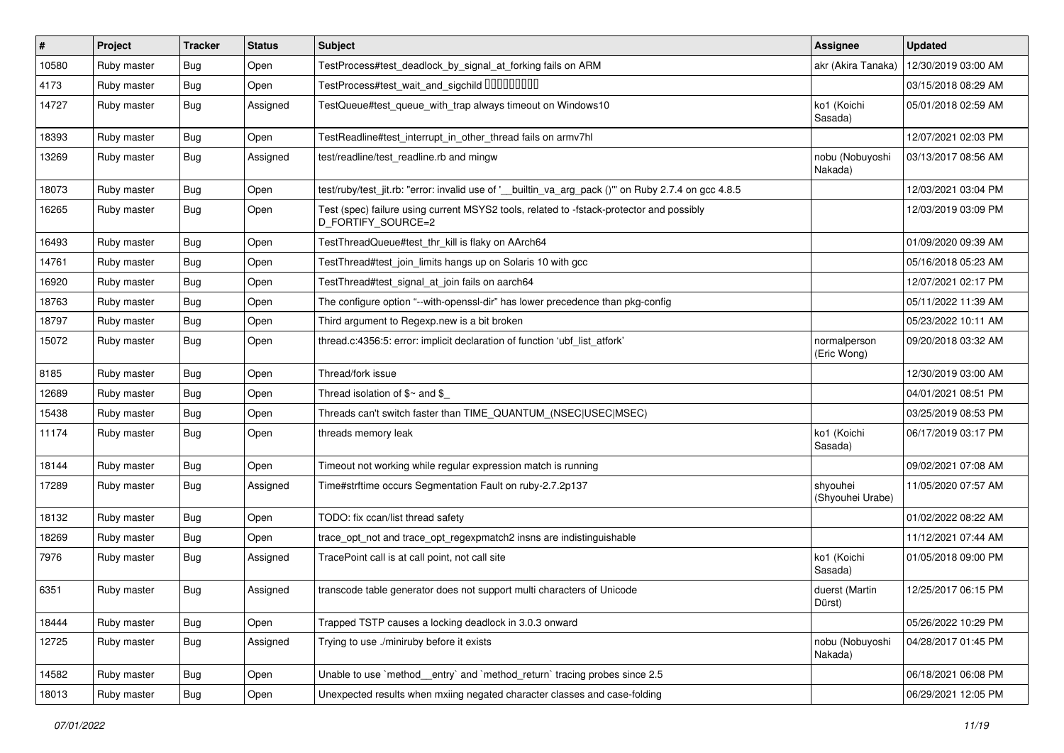| # | Project | Tracker | Status | Subject | Assignee | Updated |
|---|---|---|---|---|---|---|
| 10580 | Ruby master | Bug | Open | TestProcess#test_deadlock_by_signal_at_forking fails on ARM | akr (Akira Tanaka) | 12/30/2019 03:00 AM |
| 4173 | Ruby master | Bug | Open | TestProcess#test_wait_and_sigchild □□□□□□□□□ | | 03/15/2018 08:29 AM |
| 14727 | Ruby master | Bug | Assigned | TestQueue#test_queue_with_trap always timeout on Windows10 | ko1 (Koichi Sasada) | 05/01/2018 02:59 AM |
| 18393 | Ruby master | Bug | Open | TestReadline#test_interrupt_in_other_thread fails on armv7hl | | 12/07/2021 02:03 PM |
| 13269 | Ruby master | Bug | Assigned | test/readline/test_readline.rb and mingw | nobu (Nobuyoshi Nakada) | 03/13/2017 08:56 AM |
| 18073 | Ruby master | Bug | Open | test/ruby/test_jit.rb: "error: invalid use of '__builtin_va_arg_pack ()'" on Ruby 2.7.4 on gcc 4.8.5 | | 12/03/2021 03:04 PM |
| 16265 | Ruby master | Bug | Open | Test (spec) failure using current MSYS2 tools, related to -fstack-protector and possibly D_FORTIFY_SOURCE=2 | | 12/03/2019 03:09 PM |
| 16493 | Ruby master | Bug | Open | TestThreadQueue#test_thr_kill is flaky on AArch64 | | 01/09/2020 09:39 AM |
| 14761 | Ruby master | Bug | Open | TestThread#test_join_limits hangs up on Solaris 10 with gcc | | 05/16/2018 05:23 AM |
| 16920 | Ruby master | Bug | Open | TestThread#test_signal_at_join fails on aarch64 | | 12/07/2021 02:17 PM |
| 18763 | Ruby master | Bug | Open | The configure option "--with-openssl-dir" has lower precedence than pkg-config | | 05/11/2022 11:39 AM |
| 18797 | Ruby master | Bug | Open | Third argument to Regexp.new is a bit broken | | 05/23/2022 10:11 AM |
| 15072 | Ruby master | Bug | Open | thread.c:4356:5: error: implicit declaration of function 'ubf_list_atfork' | normalperson (Eric Wong) | 09/20/2018 03:32 AM |
| 8185 | Ruby master | Bug | Open | Thread/fork issue | | 12/30/2019 03:00 AM |
| 12689 | Ruby master | Bug | Open | Thread isolation of $~ and $_ | | 04/01/2021 08:51 PM |
| 15438 | Ruby master | Bug | Open | Threads can't switch faster than TIME_QUANTUM_(NSEC\|USEC\|MSEC) | | 03/25/2019 08:53 PM |
| 11174 | Ruby master | Bug | Open | threads memory leak | ko1 (Koichi Sasada) | 06/17/2019 03:17 PM |
| 18144 | Ruby master | Bug | Open | Timeout not working while regular expression match is running | | 09/02/2021 07:08 AM |
| 17289 | Ruby master | Bug | Assigned | Time#strftime occurs Segmentation Fault on ruby-2.7.2p137 | shyouhei (Shyouhei Urabe) | 11/05/2020 07:57 AM |
| 18132 | Ruby master | Bug | Open | TODO: fix ccan/list thread safety | | 01/02/2022 08:22 AM |
| 18269 | Ruby master | Bug | Open | trace_opt_not and trace_opt_regexpmatch2 insns are indistinguishable | | 11/12/2021 07:44 AM |
| 7976 | Ruby master | Bug | Assigned | TracePoint call is at call point, not call site | ko1 (Koichi Sasada) | 01/05/2018 09:00 PM |
| 6351 | Ruby master | Bug | Assigned | transcode table generator does not support multi characters of Unicode | duerst (Martin Dürst) | 12/25/2017 06:15 PM |
| 18444 | Ruby master | Bug | Open | Trapped TSTP causes a locking deadlock in 3.0.3 onward | | 05/26/2022 10:29 PM |
| 12725 | Ruby master | Bug | Assigned | Trying to use ./miniruby before it exists | nobu (Nobuyoshi Nakada) | 04/28/2017 01:45 PM |
| 14582 | Ruby master | Bug | Open | Unable to use `method__entry` and `method_return` tracing probes since 2.5 | | 06/18/2021 06:08 PM |
| 18013 | Ruby master | Bug | Open | Unexpected results when mxiing negated character classes and case-folding | | 06/29/2021 12:05 PM |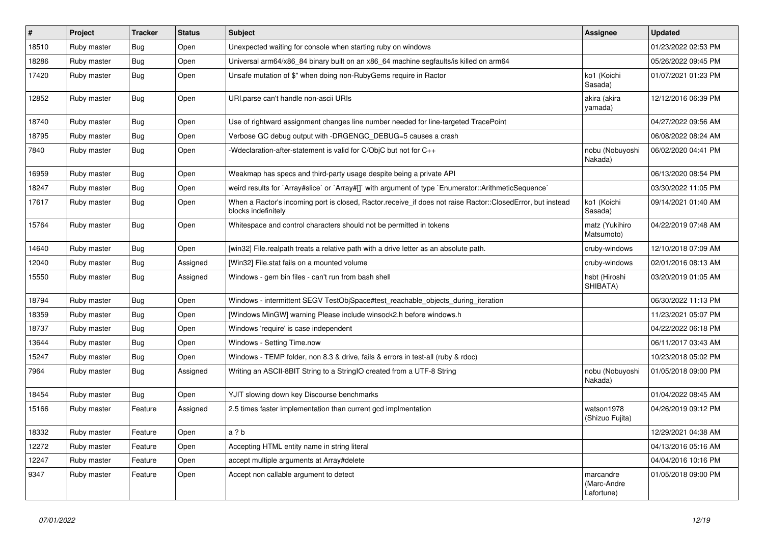| # | Project | Tracker | Status | Subject | Assignee | Updated |
|---|---|---|---|---|---|---|
| 18510 | Ruby master | Bug | Open | Unexpected waiting for console when starting ruby on windows | | 01/23/2022 02:53 PM |
| 18286 | Ruby master | Bug | Open | Universal arm64/x86_84 binary built on an x86_64 machine segfaults/is killed on arm64 | | 05/26/2022 09:45 PM |
| 17420 | Ruby master | Bug | Open | Unsafe mutation of $" when doing non-RubyGems require in Ractor | ko1 (Koichi Sasada) | 01/07/2021 01:23 PM |
| 12852 | Ruby master | Bug | Open | URI.parse can't handle non-ascii URIs | akira (akira yamada) | 12/12/2016 06:39 PM |
| 18740 | Ruby master | Bug | Open | Use of rightward assignment changes line number needed for line-targeted TracePoint | | 04/27/2022 09:56 AM |
| 18795 | Ruby master | Bug | Open | Verbose GC debug output with -DRGENGC_DEBUG=5 causes a crash | | 06/08/2022 08:24 AM |
| 7840 | Ruby master | Bug | Open | -Wdeclaration-after-statement is valid for C/ObjC but not for C++ | nobu (Nobuyoshi Nakada) | 06/02/2020 04:41 PM |
| 16959 | Ruby master | Bug | Open | Weakmap has specs and third-party usage despite being a private API | | 06/13/2020 08:54 PM |
| 18247 | Ruby master | Bug | Open | weird results for `Array#slice` or `Array#[]` with argument of type `Enumerator::ArithmeticSequence` | | 03/30/2022 11:05 PM |
| 17617 | Ruby master | Bug | Open | When a Ractor's incoming port is closed, Ractor.receive_if does not raise Ractor::ClosedError, but instead blocks indefinitely | ko1 (Koichi Sasada) | 09/14/2021 01:40 AM |
| 15764 | Ruby master | Bug | Open | Whitespace and control characters should not be permitted in tokens | matz (Yukihiro Matsumoto) | 04/22/2019 07:48 AM |
| 14640 | Ruby master | Bug | Open | [win32] File.realpath treats a relative path with a drive letter as an absolute path. | cruby-windows | 12/10/2018 07:09 AM |
| 12040 | Ruby master | Bug | Assigned | [Win32] File.stat fails on a mounted volume | cruby-windows | 02/01/2016 08:13 AM |
| 15550 | Ruby master | Bug | Assigned | Windows - gem bin files - can't run from bash shell | hsbt (Hiroshi SHIBATA) | 03/20/2019 01:05 AM |
| 18794 | Ruby master | Bug | Open | Windows - intermittent SEGV TestObjSpace#test_reachable_objects_during_iteration | | 06/30/2022 11:13 PM |
| 18359 | Ruby master | Bug | Open | [Windows MinGW] warning Please include winsock2.h before windows.h | | 11/23/2021 05:07 PM |
| 18737 | Ruby master | Bug | Open | Windows 'require' is case independent | | 04/22/2022 06:18 PM |
| 13644 | Ruby master | Bug | Open | Windows - Setting Time.now | | 06/11/2017 03:43 AM |
| 15247 | Ruby master | Bug | Open | Windows - TEMP folder, non 8.3 & drive, fails & errors in test-all (ruby & rdoc) | | 10/23/2018 05:02 PM |
| 7964 | Ruby master | Bug | Assigned | Writing an ASCII-8BIT String to a StringIO created from a UTF-8 String | nobu (Nobuyoshi Nakada) | 01/05/2018 09:00 PM |
| 18454 | Ruby master | Bug | Open | YJIT slowing down key Discourse benchmarks | | 01/04/2022 08:45 AM |
| 15166 | Ruby master | Feature | Assigned | 2.5 times faster implementation than current gcd implmentation | watson1978 (Shizuo Fujita) | 04/26/2019 09:12 PM |
| 18332 | Ruby master | Feature | Open | a ? b | | 12/29/2021 04:38 AM |
| 12272 | Ruby master | Feature | Open | Accepting HTML entity name in string literal | | 04/13/2016 05:16 AM |
| 12247 | Ruby master | Feature | Open | accept multiple arguments at Array#delete | | 04/04/2016 10:16 PM |
| 9347 | Ruby master | Feature | Open | Accept non callable argument to detect | marcandre (Marc-Andre Lafortune) | 01/05/2018 09:00 PM |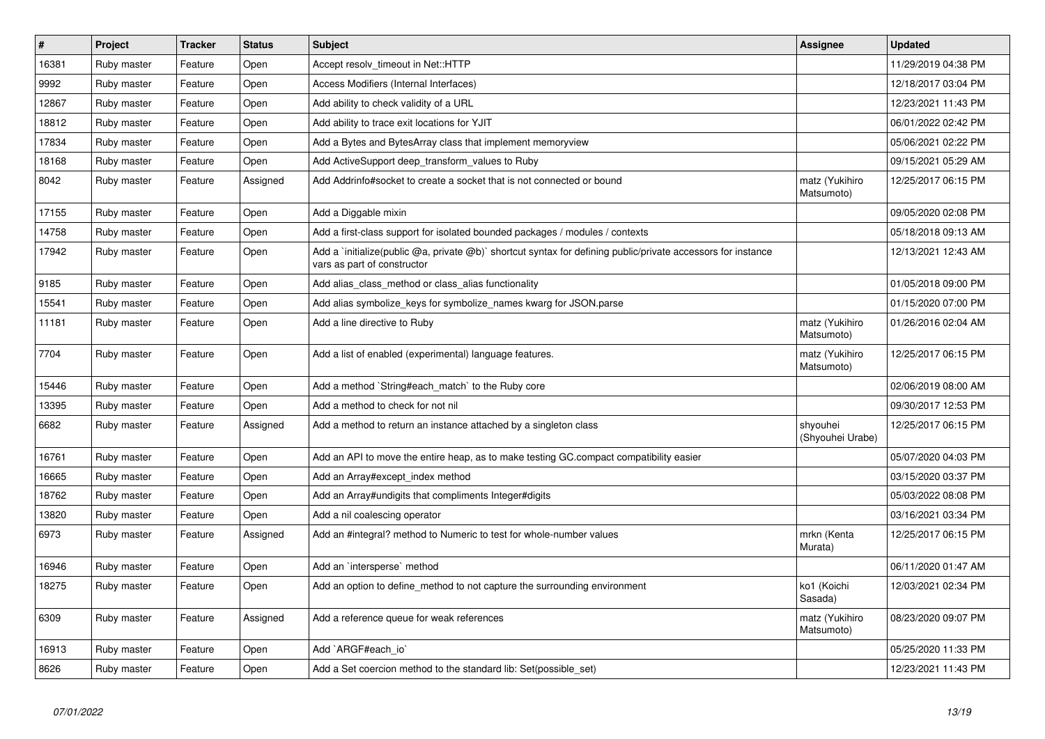| # | Project | Tracker | Status | Subject | Assignee | Updated |
|---|---|---|---|---|---|---|
| 16381 | Ruby master | Feature | Open | Accept resolv_timeout in Net::HTTP | | 11/29/2019 04:38 PM |
| 9992 | Ruby master | Feature | Open | Access Modifiers (Internal Interfaces) | | 12/18/2017 03:04 PM |
| 12867 | Ruby master | Feature | Open | Add ability to check validity of a URL | | 12/23/2021 11:43 PM |
| 18812 | Ruby master | Feature | Open | Add ability to trace exit locations for YJIT | | 06/01/2022 02:42 PM |
| 17834 | Ruby master | Feature | Open | Add a Bytes and BytesArray class that implement memoryview | | 05/06/2021 02:22 PM |
| 18168 | Ruby master | Feature | Open | Add ActiveSupport deep_transform_values to Ruby | | 09/15/2021 05:29 AM |
| 8042 | Ruby master | Feature | Assigned | Add Addrinfo#socket to create a socket that is not connected or bound | matz (Yukihiro Matsumoto) | 12/25/2017 06:15 PM |
| 17155 | Ruby master | Feature | Open | Add a Diggable mixin | | 09/05/2020 02:08 PM |
| 14758 | Ruby master | Feature | Open | Add a first-class support for isolated bounded packages / modules / contexts | | 05/18/2018 09:13 AM |
| 17942 | Ruby master | Feature | Open | Add a `initialize(public @a, private @b)` shortcut syntax for defining public/private accessors for instance vars as part of constructor | | 12/13/2021 12:43 AM |
| 9185 | Ruby master | Feature | Open | Add alias_class_method or class_alias functionality | | 01/05/2018 09:00 PM |
| 15541 | Ruby master | Feature | Open | Add alias symbolize_keys for symbolize_names kwarg for JSON.parse | | 01/15/2020 07:00 PM |
| 11181 | Ruby master | Feature | Open | Add a line directive to Ruby | matz (Yukihiro Matsumoto) | 01/26/2016 02:04 AM |
| 7704 | Ruby master | Feature | Open | Add a list of enabled (experimental) language features. | matz (Yukihiro Matsumoto) | 12/25/2017 06:15 PM |
| 15446 | Ruby master | Feature | Open | Add a method `String#each_match` to the Ruby core | | 02/06/2019 08:00 AM |
| 13395 | Ruby master | Feature | Open | Add a method to check for not nil | | 09/30/2017 12:53 PM |
| 6682 | Ruby master | Feature | Assigned | Add a method to return an instance attached by a singleton class | shyouhei (Shyouhei Urabe) | 12/25/2017 06:15 PM |
| 16761 | Ruby master | Feature | Open | Add an API to move the entire heap, as to make testing GC.compact compatibility easier | | 05/07/2020 04:03 PM |
| 16665 | Ruby master | Feature | Open | Add an Array#except_index method | | 03/15/2020 03:37 PM |
| 18762 | Ruby master | Feature | Open | Add an Array#undigits that compliments Integer#digits | | 05/03/2022 08:08 PM |
| 13820 | Ruby master | Feature | Open | Add a nil coalescing operator | | 03/16/2021 03:34 PM |
| 6973 | Ruby master | Feature | Assigned | Add an #integral? method to Numeric to test for whole-number values | mrkn (Kenta Murata) | 12/25/2017 06:15 PM |
| 16946 | Ruby master | Feature | Open | Add an `intersperse` method | | 06/11/2020 01:47 AM |
| 18275 | Ruby master | Feature | Open | Add an option to define_method to not capture the surrounding environment | ko1 (Koichi Sasada) | 12/03/2021 02:34 PM |
| 6309 | Ruby master | Feature | Assigned | Add a reference queue for weak references | matz (Yukihiro Matsumoto) | 08/23/2020 09:07 PM |
| 16913 | Ruby master | Feature | Open | Add `ARGF#each_io` | | 05/25/2020 11:33 PM |
| 8626 | Ruby master | Feature | Open | Add a Set coercion method to the standard lib: Set(possible_set) | | 12/23/2021 11:43 PM |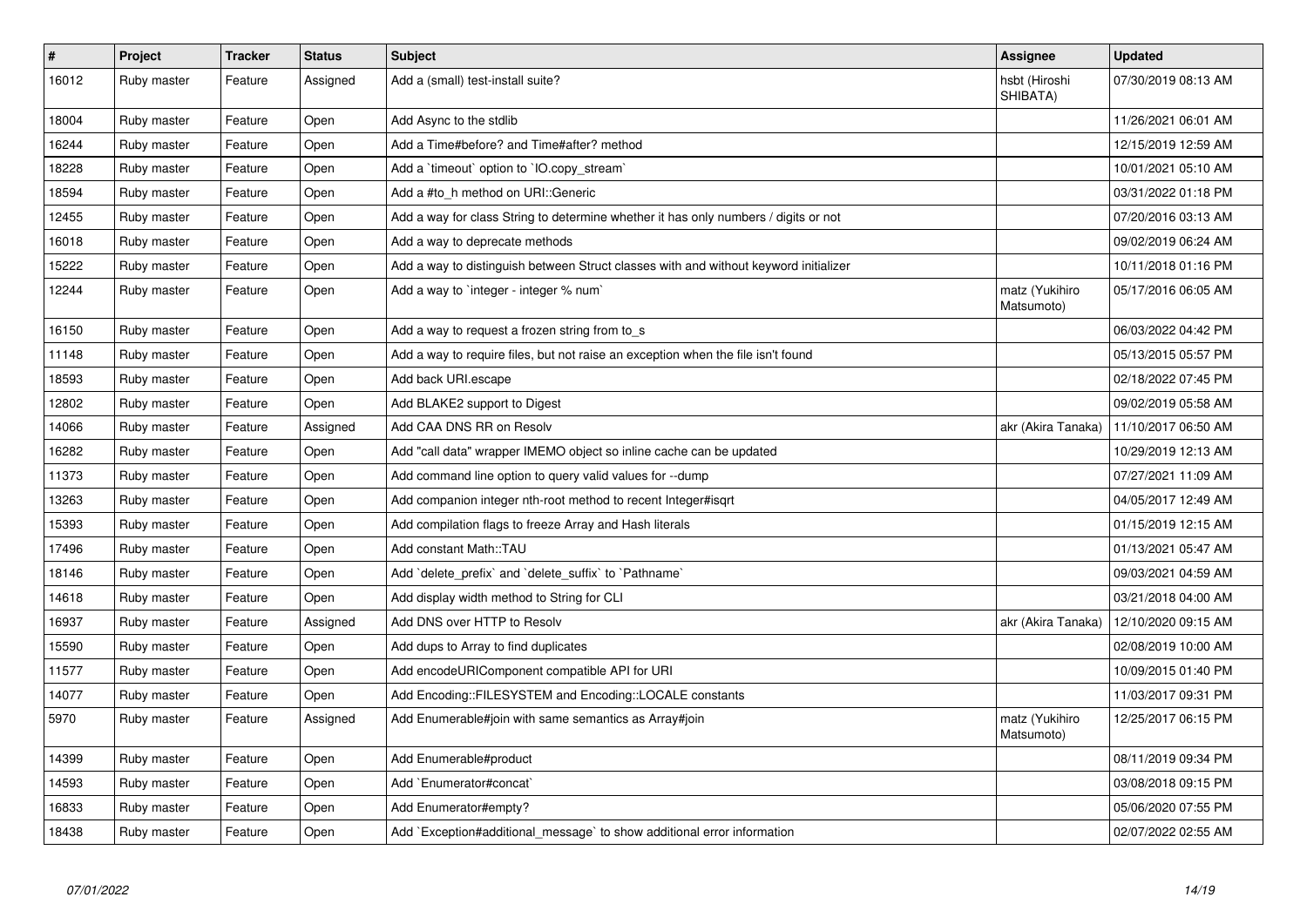| # | Project | Tracker | Status | Subject | Assignee | Updated |
|---|---|---|---|---|---|---|
| 16012 | Ruby master | Feature | Assigned | Add a (small) test-install suite? | hsbt (Hiroshi SHIBATA) | 07/30/2019 08:13 AM |
| 18004 | Ruby master | Feature | Open | Add Async to the stdlib | | 11/26/2021 06:01 AM |
| 16244 | Ruby master | Feature | Open | Add a Time#before? and Time#after? method | | 12/15/2019 12:59 AM |
| 18228 | Ruby master | Feature | Open | Add a `timeout` option to `IO.copy_stream` | | 10/01/2021 05:10 AM |
| 18594 | Ruby master | Feature | Open | Add a #to_h method on URI::Generic | | 03/31/2022 01:18 PM |
| 12455 | Ruby master | Feature | Open | Add a way for class String to determine whether it has only numbers / digits or not | | 07/20/2016 03:13 AM |
| 16018 | Ruby master | Feature | Open | Add a way to deprecate methods | | 09/02/2019 06:24 AM |
| 15222 | Ruby master | Feature | Open | Add a way to distinguish between Struct classes with and without keyword initializer | | 10/11/2018 01:16 PM |
| 12244 | Ruby master | Feature | Open | Add a way to `integer - integer % num` | matz (Yukihiro Matsumoto) | 05/17/2016 06:05 AM |
| 16150 | Ruby master | Feature | Open | Add a way to request a frozen string from to_s | | 06/03/2022 04:42 PM |
| 11148 | Ruby master | Feature | Open | Add a way to require files, but not raise an exception when the file isn't found | | 05/13/2015 05:57 PM |
| 18593 | Ruby master | Feature | Open | Add back URI.escape | | 02/18/2022 07:45 PM |
| 12802 | Ruby master | Feature | Open | Add BLAKE2 support to Digest | | 09/02/2019 05:58 AM |
| 14066 | Ruby master | Feature | Assigned | Add CAA DNS RR on Resolv | akr (Akira Tanaka) | 11/10/2017 06:50 AM |
| 16282 | Ruby master | Feature | Open | Add "call data" wrapper IMEMO object so inline cache can be updated | | 10/29/2019 12:13 AM |
| 11373 | Ruby master | Feature | Open | Add command line option to query valid values for --dump | | 07/27/2021 11:09 AM |
| 13263 | Ruby master | Feature | Open | Add companion integer nth-root method to recent Integer#isqrt | | 04/05/2017 12:49 AM |
| 15393 | Ruby master | Feature | Open | Add compilation flags to freeze Array and Hash literals | | 01/15/2019 12:15 AM |
| 17496 | Ruby master | Feature | Open | Add constant Math::TAU | | 01/13/2021 05:47 AM |
| 18146 | Ruby master | Feature | Open | Add `delete_prefix` and `delete_suffix` to `Pathname` | | 09/03/2021 04:59 AM |
| 14618 | Ruby master | Feature | Open | Add display width method to String for CLI | | 03/21/2018 04:00 AM |
| 16937 | Ruby master | Feature | Assigned | Add DNS over HTTP to Resolv | akr (Akira Tanaka) | 12/10/2020 09:15 AM |
| 15590 | Ruby master | Feature | Open | Add dups to Array to find duplicates | | 02/08/2019 10:00 AM |
| 11577 | Ruby master | Feature | Open | Add encodeURIComponent compatible API for URI | | 10/09/2015 01:40 PM |
| 14077 | Ruby master | Feature | Open | Add Encoding::FILESYSTEM and Encoding::LOCALE constants | | 11/03/2017 09:31 PM |
| 5970 | Ruby master | Feature | Assigned | Add Enumerable#join with same semantics as Array#join | matz (Yukihiro Matsumoto) | 12/25/2017 06:15 PM |
| 14399 | Ruby master | Feature | Open | Add Enumerable#product | | 08/11/2019 09:34 PM |
| 14593 | Ruby master | Feature | Open | Add `Enumerator#concat` | | 03/08/2018 09:15 PM |
| 16833 | Ruby master | Feature | Open | Add Enumerator#empty? | | 05/06/2020 07:55 PM |
| 18438 | Ruby master | Feature | Open | Add `Exception#additional_message` to show additional error information | | 02/07/2022 02:55 AM |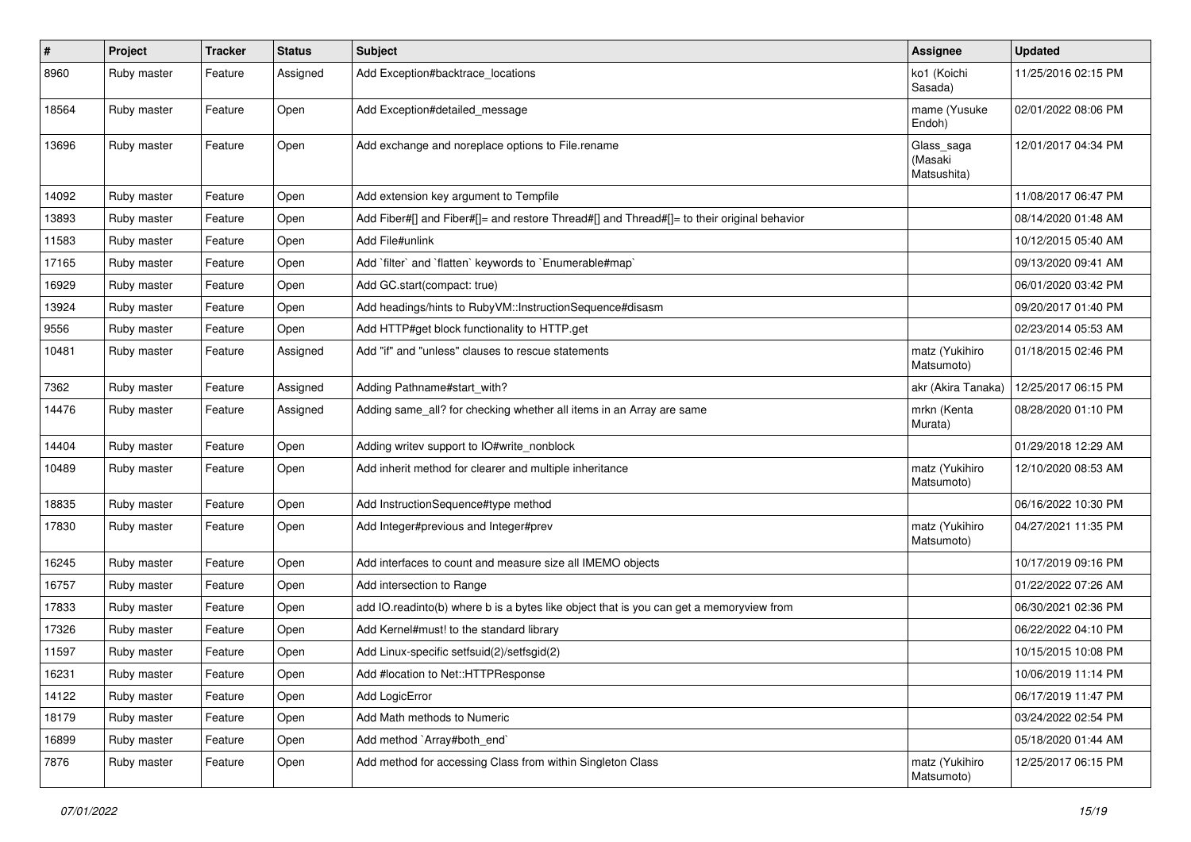| # | Project | Tracker | Status | Subject | Assignee | Updated |
|---|---|---|---|---|---|---|
| 8960 | Ruby master | Feature | Assigned | Add Exception#backtrace_locations | ko1 (Koichi Sasada) | 11/25/2016 02:15 PM |
| 18564 | Ruby master | Feature | Open | Add Exception#detailed_message | mame (Yusuke Endoh) | 02/01/2022 08:06 PM |
| 13696 | Ruby master | Feature | Open | Add exchange and noreplace options to File.rename | Glass_saga (Masaki Matsushita) | 12/01/2017 04:34 PM |
| 14092 | Ruby master | Feature | Open | Add extension key argument to Tempfile | | 11/08/2017 06:47 PM |
| 13893 | Ruby master | Feature | Open | Add Fiber#[] and Fiber#[]= and restore Thread#[] and Thread#[]= to their original behavior | | 08/14/2020 01:48 AM |
| 11583 | Ruby master | Feature | Open | Add File#unlink | | 10/12/2015 05:40 AM |
| 17165 | Ruby master | Feature | Open | Add `filter` and `flatten` keywords to `Enumerable#map` | | 09/13/2020 09:41 AM |
| 16929 | Ruby master | Feature | Open | Add GC.start(compact: true) | | 06/01/2020 03:42 PM |
| 13924 | Ruby master | Feature | Open | Add headings/hints to RubyVM::InstructionSequence#disasm | | 09/20/2017 01:40 PM |
| 9556 | Ruby master | Feature | Open | Add HTTP#get block functionality to HTTP.get | | 02/23/2014 05:53 AM |
| 10481 | Ruby master | Feature | Assigned | Add "if" and "unless" clauses to rescue statements | matz (Yukihiro Matsumoto) | 01/18/2015 02:46 PM |
| 7362 | Ruby master | Feature | Assigned | Adding Pathname#start_with? | akr (Akira Tanaka) | 12/25/2017 06:15 PM |
| 14476 | Ruby master | Feature | Assigned | Adding same_all? for checking whether all items in an Array are same | mrkn (Kenta Murata) | 08/28/2020 01:10 PM |
| 14404 | Ruby master | Feature | Open | Adding writev support to IO#write_nonblock | | 01/29/2018 12:29 AM |
| 10489 | Ruby master | Feature | Open | Add inherit method for clearer and multiple inheritance | matz (Yukihiro Matsumoto) | 12/10/2020 08:53 AM |
| 18835 | Ruby master | Feature | Open | Add InstructionSequence#type method | | 06/16/2022 10:30 PM |
| 17830 | Ruby master | Feature | Open | Add Integer#previous and Integer#prev | matz (Yukihiro Matsumoto) | 04/27/2021 11:35 PM |
| 16245 | Ruby master | Feature | Open | Add interfaces to count and measure size all IMEMO objects | | 10/17/2019 09:16 PM |
| 16757 | Ruby master | Feature | Open | Add intersection to Range | | 01/22/2022 07:26 AM |
| 17833 | Ruby master | Feature | Open | add IO.readinto(b) where b is a bytes like object that is you can get a memoryview from | | 06/30/2021 02:36 PM |
| 17326 | Ruby master | Feature | Open | Add Kernel#must! to the standard library | | 06/22/2022 04:10 PM |
| 11597 | Ruby master | Feature | Open | Add Linux-specific setfsuid(2)/setfsgid(2) | | 10/15/2015 10:08 PM |
| 16231 | Ruby master | Feature | Open | Add #location to Net::HTTPResponse | | 10/06/2019 11:14 PM |
| 14122 | Ruby master | Feature | Open | Add LogicError | | 06/17/2019 11:47 PM |
| 18179 | Ruby master | Feature | Open | Add Math methods to Numeric | | 03/24/2022 02:54 PM |
| 16899 | Ruby master | Feature | Open | Add method `Array#both_end` | | 05/18/2020 01:44 AM |
| 7876 | Ruby master | Feature | Open | Add method for accessing Class from within Singleton Class | matz (Yukihiro Matsumoto) | 12/25/2017 06:15 PM |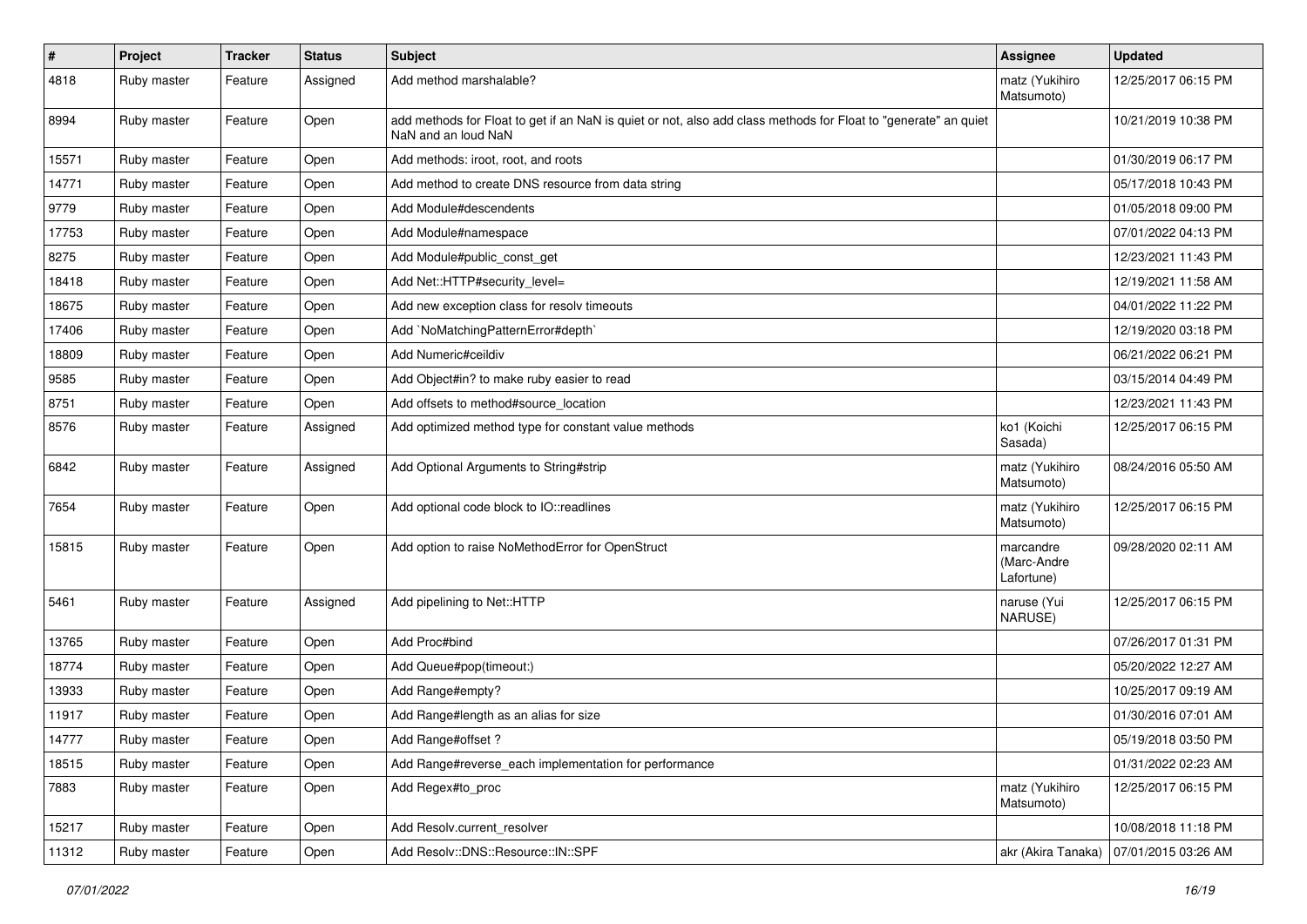| # | Project | Tracker | Status | Subject | Assignee | Updated |
|---|---|---|---|---|---|---|
| 4818 | Ruby master | Feature | Assigned | Add method marshalable? | matz (Yukihiro Matsumoto) | 12/25/2017 06:15 PM |
| 8994 | Ruby master | Feature | Open | add methods for Float to get if an NaN is quiet or not, also add class methods for Float to "generate" an quiet NaN and an loud NaN | | 10/21/2019 10:38 PM |
| 15571 | Ruby master | Feature | Open | Add methods: iroot, root, and roots | | 01/30/2019 06:17 PM |
| 14771 | Ruby master | Feature | Open | Add method to create DNS resource from data string | | 05/17/2018 10:43 PM |
| 9779 | Ruby master | Feature | Open | Add Module#descendents | | 01/05/2018 09:00 PM |
| 17753 | Ruby master | Feature | Open | Add Module#namespace | | 07/01/2022 04:13 PM |
| 8275 | Ruby master | Feature | Open | Add Module#public_const_get | | 12/23/2021 11:43 PM |
| 18418 | Ruby master | Feature | Open | Add Net::HTTP#security_level= | | 12/19/2021 11:58 AM |
| 18675 | Ruby master | Feature | Open | Add new exception class for resolv timeouts | | 04/01/2022 11:22 PM |
| 17406 | Ruby master | Feature | Open | Add `NoMatchingPatternError#depth` | | 12/19/2020 03:18 PM |
| 18809 | Ruby master | Feature | Open | Add Numeric#ceildiv | | 06/21/2022 06:21 PM |
| 9585 | Ruby master | Feature | Open | Add Object#in? to make ruby easier to read | | 03/15/2014 04:49 PM |
| 8751 | Ruby master | Feature | Open | Add offsets to method#source_location | | 12/23/2021 11:43 PM |
| 8576 | Ruby master | Feature | Assigned | Add optimized method type for constant value methods | ko1 (Koichi Sasada) | 12/25/2017 06:15 PM |
| 6842 | Ruby master | Feature | Assigned | Add Optional Arguments to String#strip | matz (Yukihiro Matsumoto) | 08/24/2016 05:50 AM |
| 7654 | Ruby master | Feature | Open | Add optional code block to IO::readlines | matz (Yukihiro Matsumoto) | 12/25/2017 06:15 PM |
| 15815 | Ruby master | Feature | Open | Add option to raise NoMethodError for OpenStruct | marcandre (Marc-Andre Lafortune) | 09/28/2020 02:11 AM |
| 5461 | Ruby master | Feature | Assigned | Add pipelining to Net::HTTP | naruse (Yui NARUSE) | 12/25/2017 06:15 PM |
| 13765 | Ruby master | Feature | Open | Add Proc#bind | | 07/26/2017 01:31 PM |
| 18774 | Ruby master | Feature | Open | Add Queue#pop(timeout:) | | 05/20/2022 12:27 AM |
| 13933 | Ruby master | Feature | Open | Add Range#empty? | | 10/25/2017 09:19 AM |
| 11917 | Ruby master | Feature | Open | Add Range#length as an alias for size | | 01/30/2016 07:01 AM |
| 14777 | Ruby master | Feature | Open | Add Range#offset ? | | 05/19/2018 03:50 PM |
| 18515 | Ruby master | Feature | Open | Add Range#reverse_each implementation for performance | | 01/31/2022 02:23 AM |
| 7883 | Ruby master | Feature | Open | Add Regex#to_proc | matz (Yukihiro Matsumoto) | 12/25/2017 06:15 PM |
| 15217 | Ruby master | Feature | Open | Add Resolv.current_resolver | | 10/08/2018 11:18 PM |
| 11312 | Ruby master | Feature | Open | Add Resolv::DNS::Resource::IN::SPF | akr (Akira Tanaka) | 07/01/2015 03:26 AM |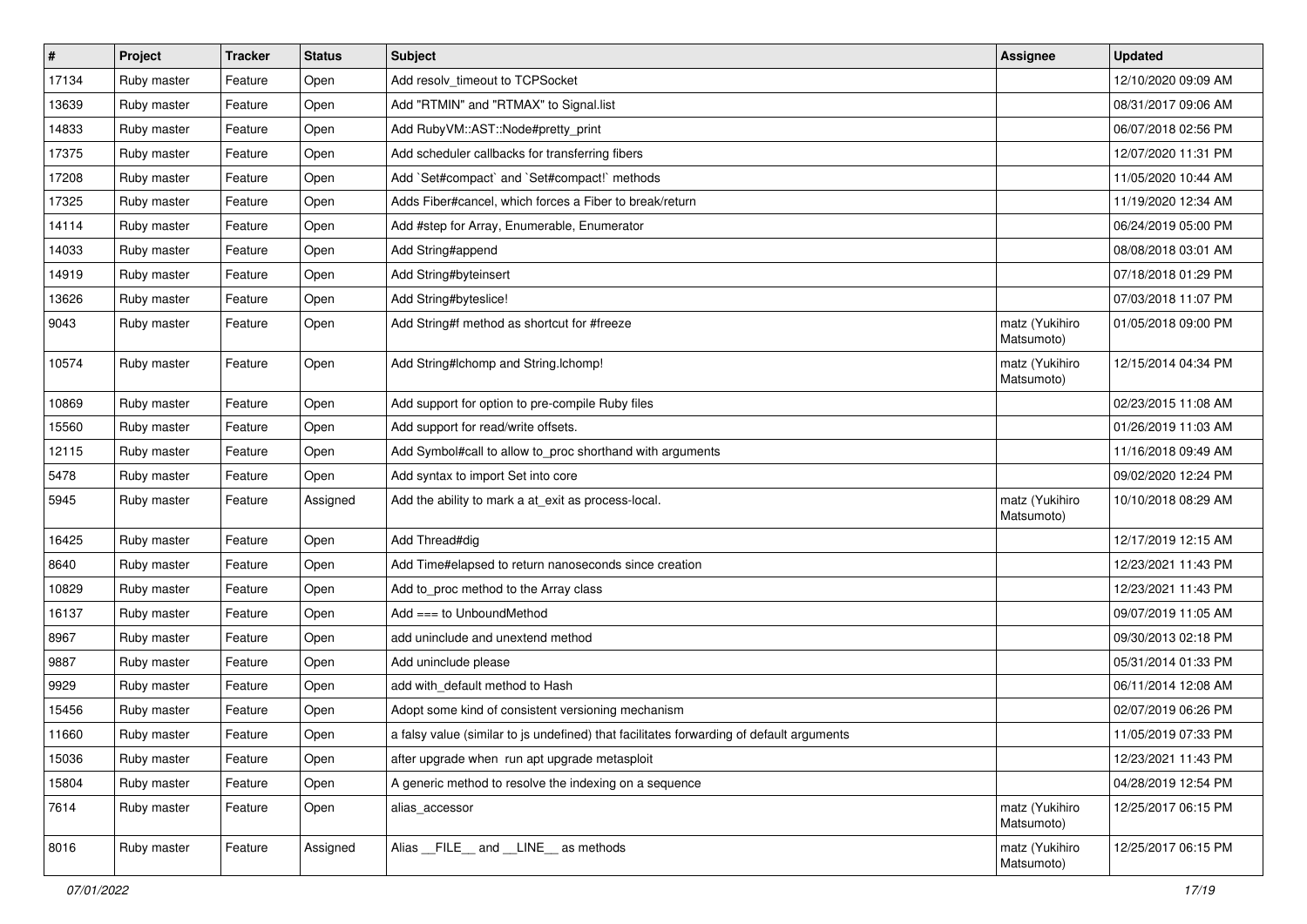| # | Project | Tracker | Status | Subject | Assignee | Updated |
|---|---|---|---|---|---|---|
| 17134 | Ruby master | Feature | Open | Add resolv_timeout to TCPSocket | | 12/10/2020 09:09 AM |
| 13639 | Ruby master | Feature | Open | Add "RTMIN" and "RTMAX" to Signal.list | | 08/31/2017 09:06 AM |
| 14833 | Ruby master | Feature | Open | Add RubyVM::AST::Node#pretty_print | | 06/07/2018 02:56 PM |
| 17375 | Ruby master | Feature | Open | Add scheduler callbacks for transferring fibers | | 12/07/2020 11:31 PM |
| 17208 | Ruby master | Feature | Open | Add `Set#compact` and `Set#compact!` methods | | 11/05/2020 10:44 AM |
| 17325 | Ruby master | Feature | Open | Adds Fiber#cancel, which forces a Fiber to break/return | | 11/19/2020 12:34 AM |
| 14114 | Ruby master | Feature | Open | Add #step for Array, Enumerable, Enumerator | | 06/24/2019 05:00 PM |
| 14033 | Ruby master | Feature | Open | Add String#append | | 08/08/2018 03:01 AM |
| 14919 | Ruby master | Feature | Open | Add String#byteinsert | | 07/18/2018 01:29 PM |
| 13626 | Ruby master | Feature | Open | Add String#byteslice! | | 07/03/2018 11:07 PM |
| 9043 | Ruby master | Feature | Open | Add String#f method as shortcut for #freeze | matz (Yukihiro Matsumoto) | 01/05/2018 09:00 PM |
| 10574 | Ruby master | Feature | Open | Add String#lchomp and String.lchomp! | matz (Yukihiro Matsumoto) | 12/15/2014 04:34 PM |
| 10869 | Ruby master | Feature | Open | Add support for option to pre-compile Ruby files | | 02/23/2015 11:08 AM |
| 15560 | Ruby master | Feature | Open | Add support for read/write offsets. | | 01/26/2019 11:03 AM |
| 12115 | Ruby master | Feature | Open | Add Symbol#call to allow to_proc shorthand with arguments | | 11/16/2018 09:49 AM |
| 5478 | Ruby master | Feature | Open | Add syntax to import Set into core | | 09/02/2020 12:24 PM |
| 5945 | Ruby master | Feature | Assigned | Add the ability to mark a at_exit as process-local. | matz (Yukihiro Matsumoto) | 10/10/2018 08:29 AM |
| 16425 | Ruby master | Feature | Open | Add Thread#dig | | 12/17/2019 12:15 AM |
| 8640 | Ruby master | Feature | Open | Add Time#elapsed to return nanoseconds since creation | | 12/23/2021 11:43 PM |
| 10829 | Ruby master | Feature | Open | Add to_proc method to the Array class | | 12/23/2021 11:43 PM |
| 16137 | Ruby master | Feature | Open | Add === to UnboundMethod | | 09/07/2019 11:05 AM |
| 8967 | Ruby master | Feature | Open | add uninclude and unextend method | | 09/30/2013 02:18 PM |
| 9887 | Ruby master | Feature | Open | Add uninclude please | | 05/31/2014 01:33 PM |
| 9929 | Ruby master | Feature | Open | add with_default method to Hash | | 06/11/2014 12:08 AM |
| 15456 | Ruby master | Feature | Open | Adopt some kind of consistent versioning mechanism | | 02/07/2019 06:26 PM |
| 11660 | Ruby master | Feature | Open | a falsy value (similar to js undefined) that facilitates forwarding of default arguments | | 11/05/2019 07:33 PM |
| 15036 | Ruby master | Feature | Open | after upgrade when run apt upgrade metasploit | | 12/23/2021 11:43 PM |
| 15804 | Ruby master | Feature | Open | A generic method to resolve the indexing on a sequence | | 04/28/2019 12:54 PM |
| 7614 | Ruby master | Feature | Open | alias_accessor | matz (Yukihiro Matsumoto) | 12/25/2017 06:15 PM |
| 8016 | Ruby master | Feature | Assigned | Alias __FILE__ and __LINE__ as methods | matz (Yukihiro Matsumoto) | 12/25/2017 06:15 PM |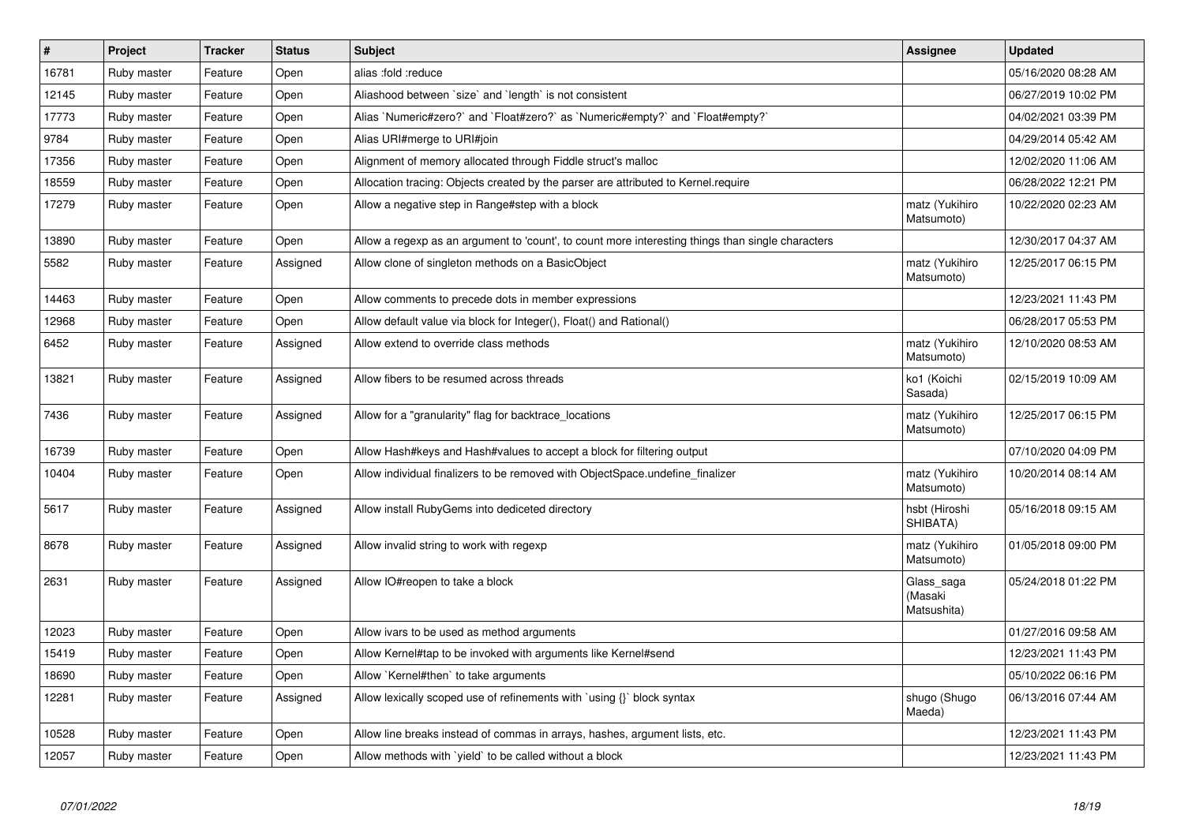| # | Project | Tracker | Status | Subject | Assignee | Updated |
|---|---|---|---|---|---|---|
| 16781 | Ruby master | Feature | Open | alias :fold :reduce | | 05/16/2020 08:28 AM |
| 12145 | Ruby master | Feature | Open | Aliashood between `size` and `length` is not consistent | | 06/27/2019 10:02 PM |
| 17773 | Ruby master | Feature | Open | Alias `Numeric#zero?` and `Float#zero?` as `Numeric#empty?` and `Float#empty?` | | 04/02/2021 03:39 PM |
| 9784 | Ruby master | Feature | Open | Alias URI#merge to URI#join | | 04/29/2014 05:42 AM |
| 17356 | Ruby master | Feature | Open | Alignment of memory allocated through Fiddle struct's malloc | | 12/02/2020 11:06 AM |
| 18559 | Ruby master | Feature | Open | Allocation tracing: Objects created by the parser are attributed to Kernel.require | | 06/28/2022 12:21 PM |
| 17279 | Ruby master | Feature | Open | Allow a negative step in Range#step with a block | matz (Yukihiro Matsumoto) | 10/22/2020 02:23 AM |
| 13890 | Ruby master | Feature | Open | Allow a regexp as an argument to 'count', to count more interesting things than single characters | | 12/30/2017 04:37 AM |
| 5582 | Ruby master | Feature | Assigned | Allow clone of singleton methods on a BasicObject | matz (Yukihiro Matsumoto) | 12/25/2017 06:15 PM |
| 14463 | Ruby master | Feature | Open | Allow comments to precede dots in member expressions | | 12/23/2021 11:43 PM |
| 12968 | Ruby master | Feature | Open | Allow default value via block for Integer(), Float() and Rational() | | 06/28/2017 05:53 PM |
| 6452 | Ruby master | Feature | Assigned | Allow extend to override class methods | matz (Yukihiro Matsumoto) | 12/10/2020 08:53 AM |
| 13821 | Ruby master | Feature | Assigned | Allow fibers to be resumed across threads | ko1 (Koichi Sasada) | 02/15/2019 10:09 AM |
| 7436 | Ruby master | Feature | Assigned | Allow for a "granularity" flag for backtrace_locations | matz (Yukihiro Matsumoto) | 12/25/2017 06:15 PM |
| 16739 | Ruby master | Feature | Open | Allow Hash#keys and Hash#values to accept a block for filtering output | | 07/10/2020 04:09 PM |
| 10404 | Ruby master | Feature | Open | Allow individual finalizers to be removed with ObjectSpace.undefine_finalizer | matz (Yukihiro Matsumoto) | 10/20/2014 08:14 AM |
| 5617 | Ruby master | Feature | Assigned | Allow install RubyGems into dediceted directory | hsbt (Hiroshi SHIBATA) | 05/16/2018 09:15 AM |
| 8678 | Ruby master | Feature | Assigned | Allow invalid string to work with regexp | matz (Yukihiro Matsumoto) | 01/05/2018 09:00 PM |
| 2631 | Ruby master | Feature | Assigned | Allow IO#reopen to take a block | Glass_saga (Masaki Matsushita) | 05/24/2018 01:22 PM |
| 12023 | Ruby master | Feature | Open | Allow ivars to be used as method arguments | | 01/27/2016 09:58 AM |
| 15419 | Ruby master | Feature | Open | Allow Kernel#tap to be invoked with arguments like Kernel#send | | 12/23/2021 11:43 PM |
| 18690 | Ruby master | Feature | Open | Allow `Kernel#then` to take arguments | | 05/10/2022 06:16 PM |
| 12281 | Ruby master | Feature | Assigned | Allow lexically scoped use of refinements with `using {}` block syntax | shugo (Shugo Maeda) | 06/13/2016 07:44 AM |
| 10528 | Ruby master | Feature | Open | Allow line breaks instead of commas in arrays, hashes, argument lists, etc. | | 12/23/2021 11:43 PM |
| 12057 | Ruby master | Feature | Open | Allow methods with `yield` to be called without a block | | 12/23/2021 11:43 PM |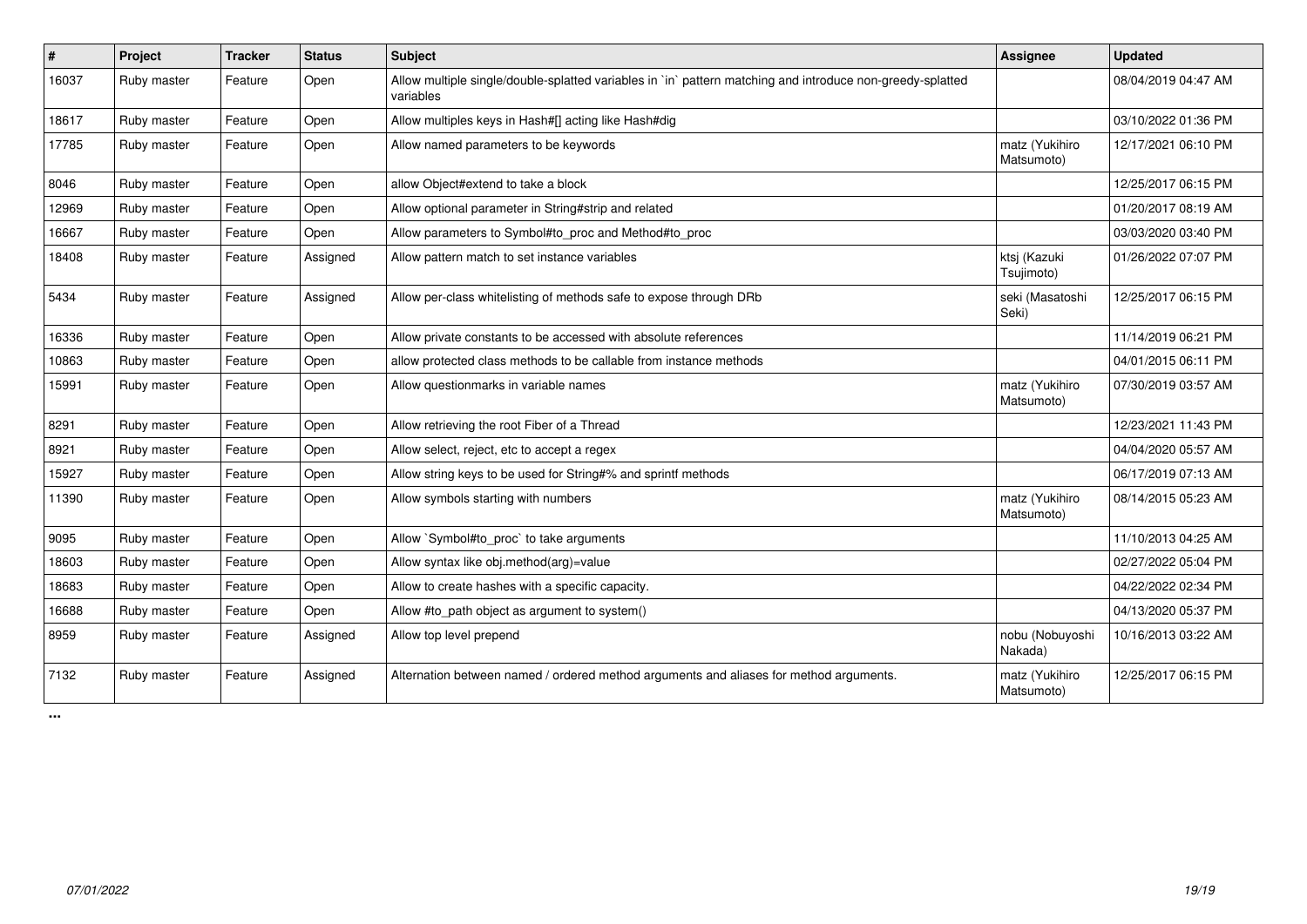| # | Project | Tracker | Status | Subject | Assignee | Updated |
|---|---|---|---|---|---|---|
| 16037 | Ruby master | Feature | Open | Allow multiple single/double-splatted variables in `in` pattern matching and introduce non-greedy-splatted variables | | 08/04/2019 04:47 AM |
| 18617 | Ruby master | Feature | Open | Allow multiples keys in Hash#[] acting like Hash#dig | | 03/10/2022 01:36 PM |
| 17785 | Ruby master | Feature | Open | Allow named parameters to be keywords | matz (Yukihiro Matsumoto) | 12/17/2021 06:10 PM |
| 8046 | Ruby master | Feature | Open | allow Object#extend to take a block | | 12/25/2017 06:15 PM |
| 12969 | Ruby master | Feature | Open | Allow optional parameter in String#strip and related | | 01/20/2017 08:19 AM |
| 16667 | Ruby master | Feature | Open | Allow parameters to Symbol#to_proc and Method#to_proc | | 03/03/2020 03:40 PM |
| 18408 | Ruby master | Feature | Assigned | Allow pattern match to set instance variables | ktsj (Kazuki Tsujimoto) | 01/26/2022 07:07 PM |
| 5434 | Ruby master | Feature | Assigned | Allow per-class whitelisting of methods safe to expose through DRb | seki (Masatoshi Seki) | 12/25/2017 06:15 PM |
| 16336 | Ruby master | Feature | Open | Allow private constants to be accessed with absolute references | | 11/14/2019 06:21 PM |
| 10863 | Ruby master | Feature | Open | allow protected class methods to be callable from instance methods | | 04/01/2015 06:11 PM |
| 15991 | Ruby master | Feature | Open | Allow questionmarks in variable names | matz (Yukihiro Matsumoto) | 07/30/2019 03:57 AM |
| 8291 | Ruby master | Feature | Open | Allow retrieving the root Fiber of a Thread | | 12/23/2021 11:43 PM |
| 8921 | Ruby master | Feature | Open | Allow select, reject, etc to accept a regex | | 04/04/2020 05:57 AM |
| 15927 | Ruby master | Feature | Open | Allow string keys to be used for String#% and sprintf methods | | 06/17/2019 07:13 AM |
| 11390 | Ruby master | Feature | Open | Allow symbols starting with numbers | matz (Yukihiro Matsumoto) | 08/14/2015 05:23 AM |
| 9095 | Ruby master | Feature | Open | Allow `Symbol#to_proc` to take arguments | | 11/10/2013 04:25 AM |
| 18603 | Ruby master | Feature | Open | Allow syntax like obj.method(arg)=value | | 02/27/2022 05:04 PM |
| 18683 | Ruby master | Feature | Open | Allow to create hashes with a specific capacity. | | 04/22/2022 02:34 PM |
| 16688 | Ruby master | Feature | Open | Allow #to_path object as argument to system() | | 04/13/2020 05:37 PM |
| 8959 | Ruby master | Feature | Assigned | Allow top level prepend | nobu (Nobuyoshi Nakada) | 10/16/2013 03:22 AM |
| 7132 | Ruby master | Feature | Assigned | Alternation between named / ordered method arguments and aliases for method arguments. | matz (Yukihiro Matsumoto) | 12/25/2017 06:15 PM |

...